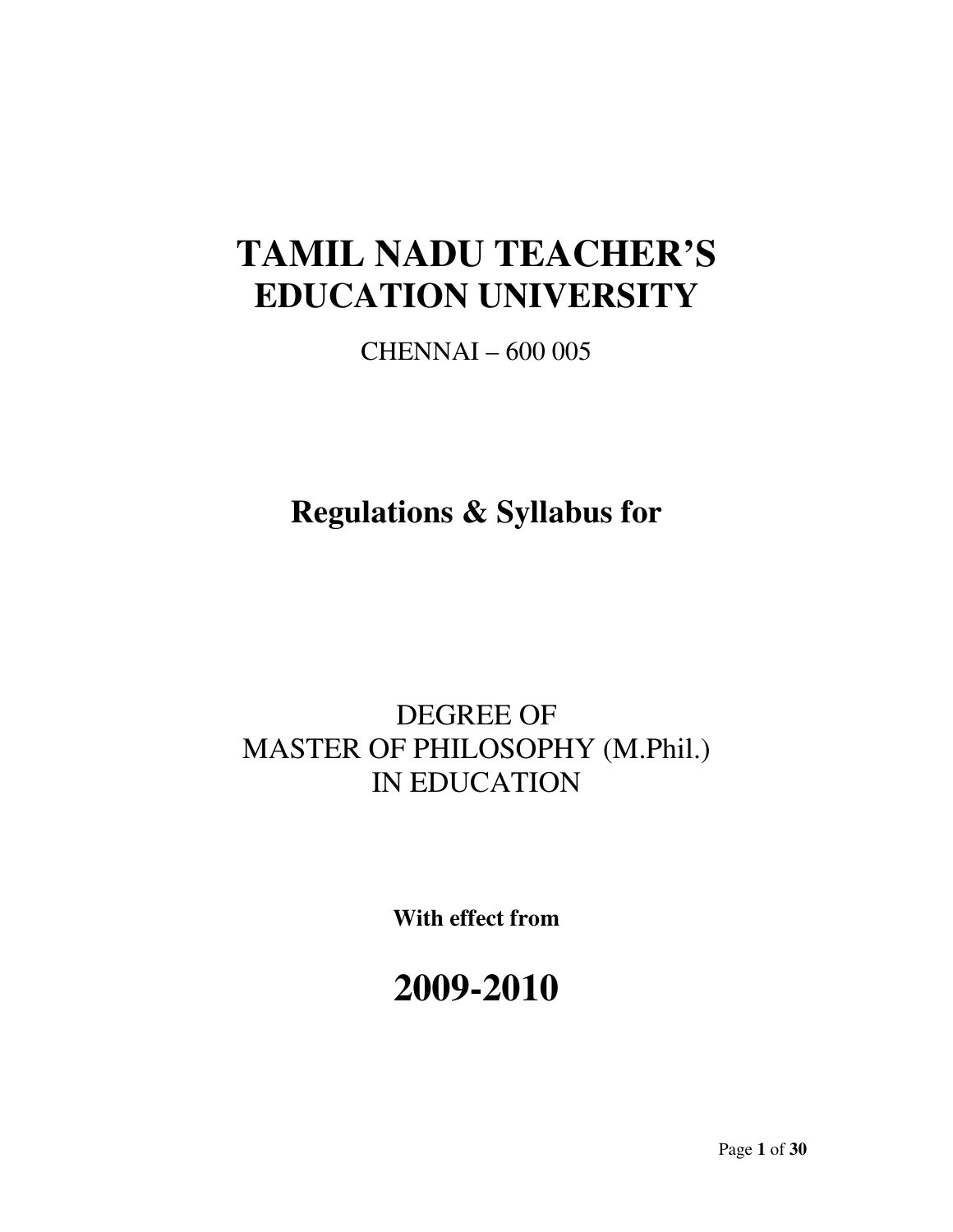# TAMIL NADU TEACHER'S EDUCATION UNIVERSITY

CHENNAI – 600 005

## Regulations & Syllabus for

DEGREE OF
MASTER OF PHILOSOPHY (M.Phil.)
IN EDUCATION

**With effect from**

# 2009-2010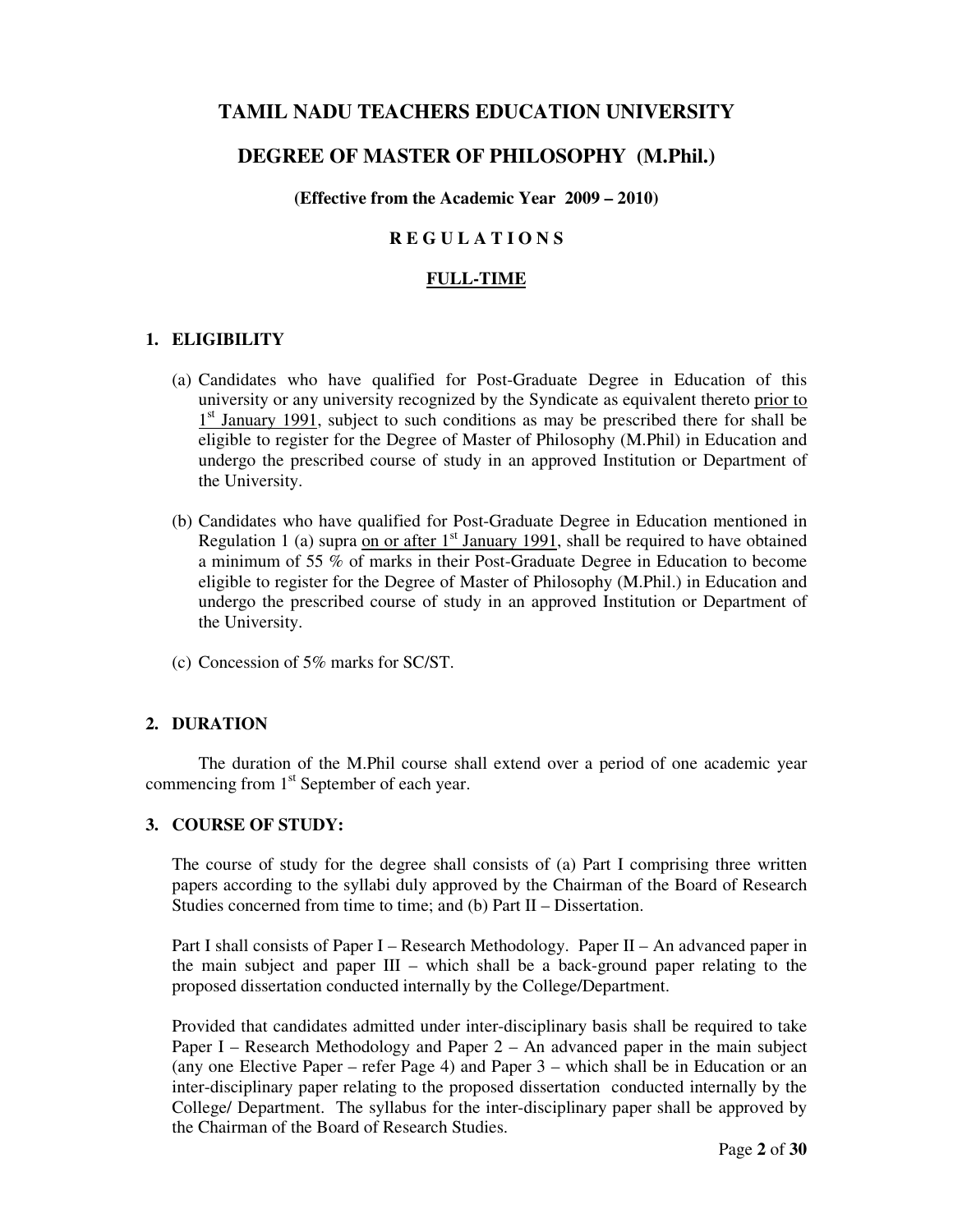# TAMIL NADU TEACHERS EDUCATION UNIVERSITY

## DEGREE OF MASTER OF PHILOSOPHY (M.Phil.)

**(Effective from the Academic Year 2009 – 2010)**

**R E G U L A T I O N S**

**FULL-TIME**

### 1. ELIGIBILITY

(a) Candidates who have qualified for Post-Graduate Degree in Education of this university or any university recognized by the Syndicate as equivalent thereto prior to 1st January 1991, subject to such conditions as may be prescribed there for shall be eligible to register for the Degree of Master of Philosophy (M.Phil) in Education and undergo the prescribed course of study in an approved Institution or Department of the University.

(b) Candidates who have qualified for Post-Graduate Degree in Education mentioned in Regulation 1 (a) supra on or after 1st January 1991, shall be required to have obtained a minimum of 55 % of marks in their Post-Graduate Degree in Education to become eligible to register for the Degree of Master of Philosophy (M.Phil.) in Education and undergo the prescribed course of study in an approved Institution or Department of the University.

(c) Concession of 5% marks for SC/ST.

### 2. DURATION

The duration of the M.Phil course shall extend over a period of one academic year commencing from 1st September of each year.

### 3. COURSE OF STUDY:

The course of study for the degree shall consists of (a) Part I comprising three written papers according to the syllabi duly approved by the Chairman of the Board of Research Studies concerned from time to time; and (b) Part II – Dissertation.

Part I shall consists of Paper I – Research Methodology. Paper II – An advanced paper in the main subject and paper III – which shall be a back-ground paper relating to the proposed dissertation conducted internally by the College/Department.

Provided that candidates admitted under inter-disciplinary basis shall be required to take Paper I – Research Methodology and Paper 2 – An advanced paper in the main subject (any one Elective Paper – refer Page 4) and Paper 3 – which shall be in Education or an inter-disciplinary paper relating to the proposed dissertation conducted internally by the College/ Department. The syllabus for the inter-disciplinary paper shall be approved by the Chairman of the Board of Research Studies.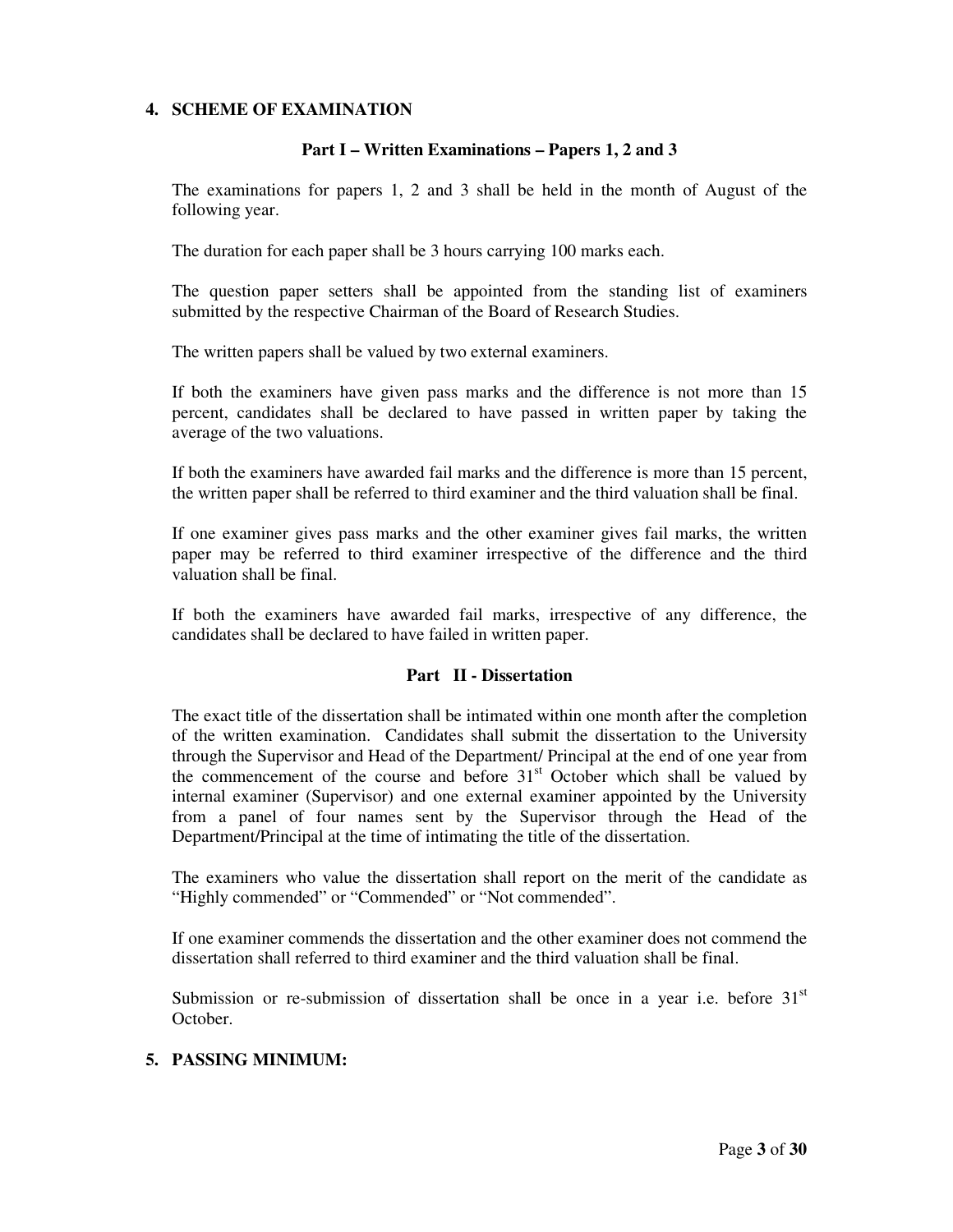## 4. SCHEME OF EXAMINATION

### Part I – Written Examinations – Papers 1, 2 and 3

The examinations for papers 1, 2 and 3 shall be held in the month of August of the following year.

The duration for each paper shall be 3 hours carrying 100 marks each.

The question paper setters shall be appointed from the standing list of examiners submitted by the respective Chairman of the Board of Research Studies.

The written papers shall be valued by two external examiners.

If both the examiners have given pass marks and the difference is not more than 15 percent, candidates shall be declared to have passed in written paper by taking the average of the two valuations.

If both the examiners have awarded fail marks and the difference is more than 15 percent, the written paper shall be referred to third examiner and the third valuation shall be final.

If one examiner gives pass marks and the other examiner gives fail marks, the written paper may be referred to third examiner irrespective of the difference and the third valuation shall be final.

If both the examiners have awarded fail marks, irrespective of any difference, the candidates shall be declared to have failed in written paper.

### Part II - Dissertation

The exact title of the dissertation shall be intimated within one month after the completion of the written examination. Candidates shall submit the dissertation to the University through the Supervisor and Head of the Department/ Principal at the end of one year from the commencement of the course and before 31st October which shall be valued by internal examiner (Supervisor) and one external examiner appointed by the University from a panel of four names sent by the Supervisor through the Head of the Department/Principal at the time of intimating the title of the dissertation.

The examiners who value the dissertation shall report on the merit of the candidate as "Highly commended" or "Commended" or "Not commended".

If one examiner commends the dissertation and the other examiner does not commend the dissertation shall referred to third examiner and the third valuation shall be final.

Submission or re-submission of dissertation shall be once in a year i.e. before 31st October.

## 5. PASSING MINIMUM: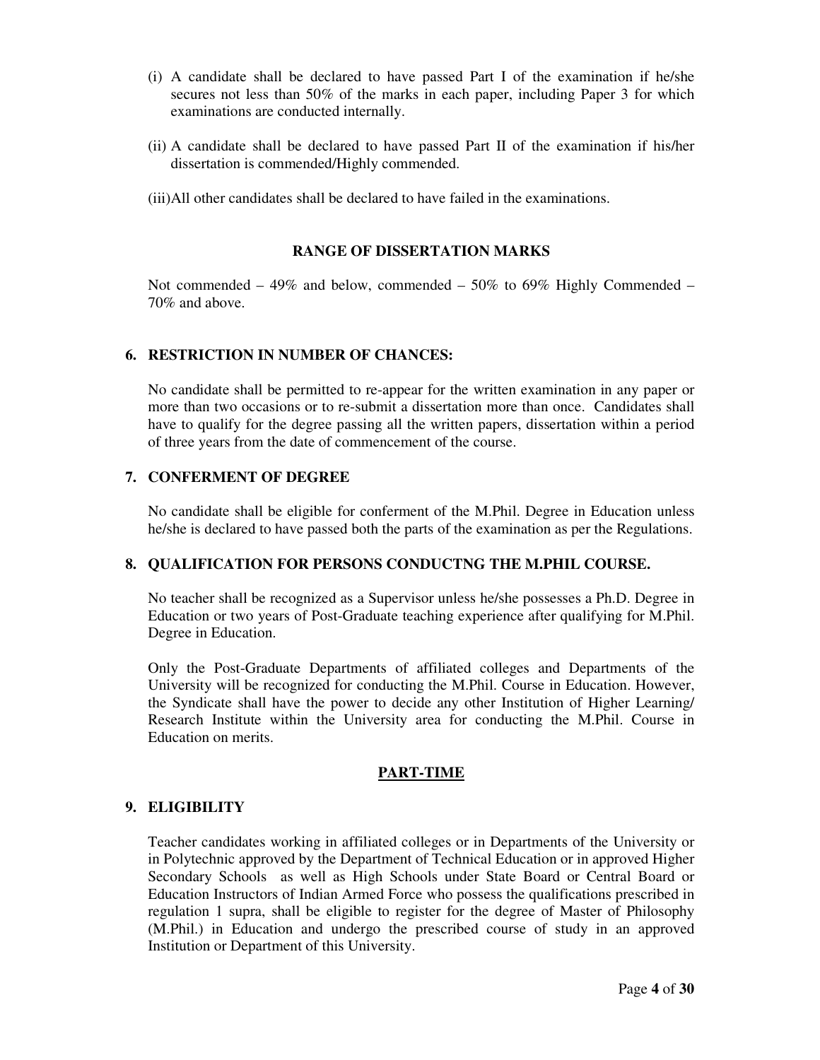(i) A candidate shall be declared to have passed Part I of the examination if he/she secures not less than 50% of the marks in each paper, including Paper 3 for which examinations are conducted internally.

(ii) A candidate shall be declared to have passed Part II of the examination if his/her dissertation is commended/Highly commended.

(iii)All other candidates shall be declared to have failed in the examinations.

**RANGE OF DISSERTATION MARKS**

Not commended – 49% and below, commended – 50% to 69% Highly Commended – 70% and above.

### 6. RESTRICTION IN NUMBER OF CHANCES:

No candidate shall be permitted to re-appear for the written examination in any paper or more than two occasions or to re-submit a dissertation more than once. Candidates shall have to qualify for the degree passing all the written papers, dissertation within a period of three years from the date of commencement of the course.

### 7. CONFERMENT OF DEGREE

No candidate shall be eligible for conferment of the M.Phil. Degree in Education unless he/she is declared to have passed both the parts of the examination as per the Regulations.

### 8. QUALIFICATION FOR PERSONS CONDUCTNG THE M.PHIL COURSE.

No teacher shall be recognized as a Supervisor unless he/she possesses a Ph.D. Degree in Education or two years of Post-Graduate teaching experience after qualifying for M.Phil. Degree in Education.

Only the Post-Graduate Departments of affiliated colleges and Departments of the University will be recognized for conducting the M.Phil. Course in Education. However, the Syndicate shall have the power to decide any other Institution of Higher Learning/ Research Institute within the University area for conducting the M.Phil. Course in Education on merits.

## PART-TIME

### 9. ELIGIBILITY

Teacher candidates working in affiliated colleges or in Departments of the University or in Polytechnic approved by the Department of Technical Education or in approved Higher Secondary Schools as well as High Schools under State Board or Central Board or Education Instructors of Indian Armed Force who possess the qualifications prescribed in regulation 1 supra, shall be eligible to register for the degree of Master of Philosophy (M.Phil.) in Education and undergo the prescribed course of study in an approved Institution or Department of this University.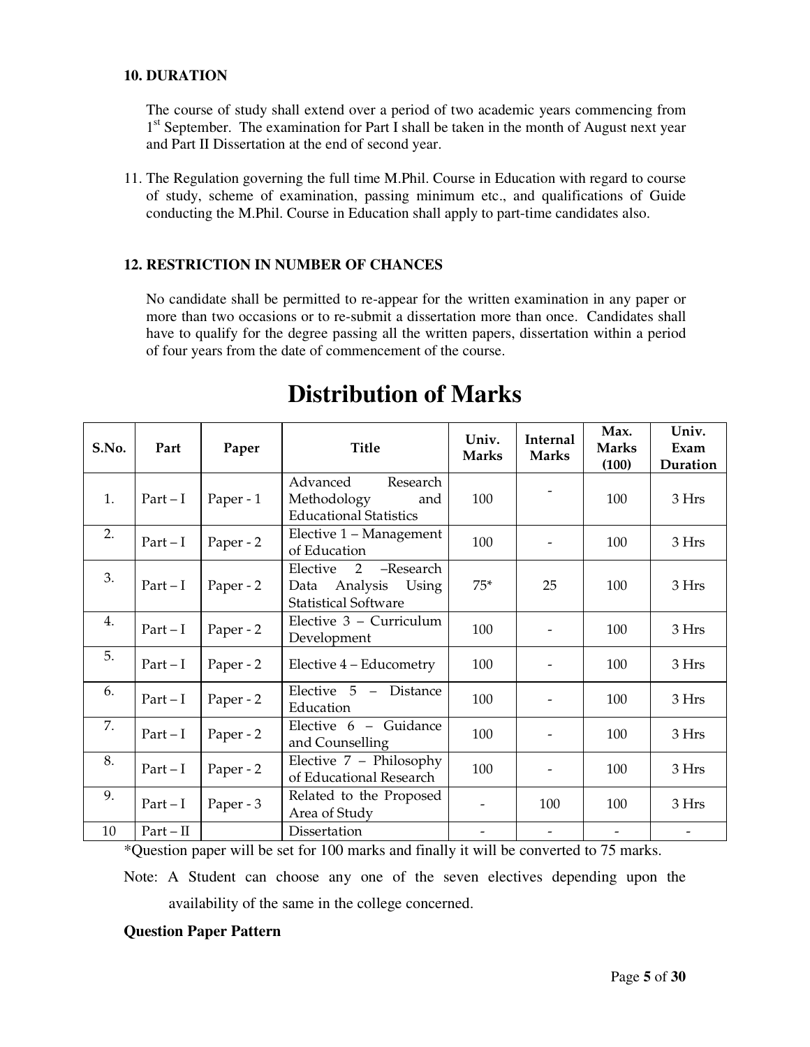**10. DURATION**

The course of study shall extend over a period of two academic years commencing from 1st September. The examination for Part I shall be taken in the month of August next year and Part II Dissertation at the end of second year.

11. The Regulation governing the full time M.Phil. Course in Education with regard to course of study, scheme of examination, passing minimum etc., and qualifications of Guide conducting the M.Phil. Course in Education shall apply to part-time candidates also.

**12. RESTRICTION IN NUMBER OF CHANCES**

No candidate shall be permitted to re-appear for the written examination in any paper or more than two occasions or to re-submit a dissertation more than once. Candidates shall have to qualify for the degree passing all the written papers, dissertation within a period of four years from the date of commencement of the course.

# Distribution of Marks

| S.No. | Part | Paper | Title | Univ. Marks | Internal Marks | Max. Marks (100) | Univ. Exam Duration |
|---|---|---|---|---|---|---|---|
| 1. | Part – I | Paper - 1 | Advanced Research Methodology and Educational Statistics | 100 | - | 100 | 3 Hrs |
| 2. | Part – I | Paper - 2 | Elective 1 – Management of Education | 100 | - | 100 | 3 Hrs |
| 3. | Part – I | Paper - 2 | Elective 2 –Research Data Analysis Using Statistical Software | 75* | 25 | 100 | 3 Hrs |
| 4. | Part – I | Paper - 2 | Elective 3 – Curriculum Development | 100 | - | 100 | 3 Hrs |
| 5. | Part – I | Paper - 2 | Elective 4 – Educometry | 100 | - | 100 | 3 Hrs |
| 6. | Part – I | Paper - 2 | Elective 5 – Distance Education | 100 | - | 100 | 3 Hrs |
| 7. | Part – I | Paper - 2 | Elective 6 – Guidance and Counselling | 100 | - | 100 | 3 Hrs |
| 8. | Part – I | Paper - 2 | Elective 7 – Philosophy of Educational Research | 100 | - | 100 | 3 Hrs |
| 9. | Part – I | Paper - 3 | Related to the Proposed Area of Study | - | 100 | 100 | 3 Hrs |
| 10 | Part – II | | Dissertation | - | - | - | - |

*Question paper will be set for 100 marks and finally it will be converted to 75 marks.

Note: A Student can choose any one of the seven electives depending upon the availability of the same in the college concerned.

**Question Paper Pattern**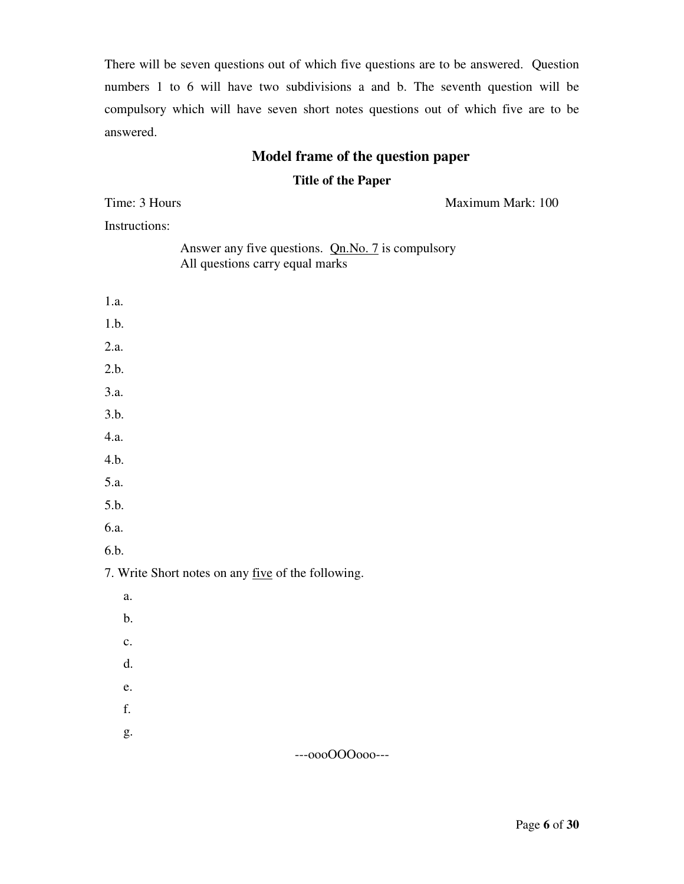There will be seven questions out of which five questions are to be answered. Question numbers 1 to 6 will have two subdivisions a and b. The seventh question will be compulsory which will have seven short notes questions out of which five are to be answered.

## Model frame of the question paper

### Title of the Paper

Time: 3 Hours                                                                 Maximum Mark: 100

Instructions:

> Answer any five questions. <u>Qn.No. 7</u> is compulsory
> All questions carry equal marks

1.a.

1.b.

2.a.

2.b.

3.a.

3.b.

4.a.

4.b.

5.a.

5.b.

6.a.

6.b.

7. Write Short notes on any <u>five</u> of the following.

   a.

   b.

   c.

   d.

   e.

   f.

   g.

---oooOOOooo---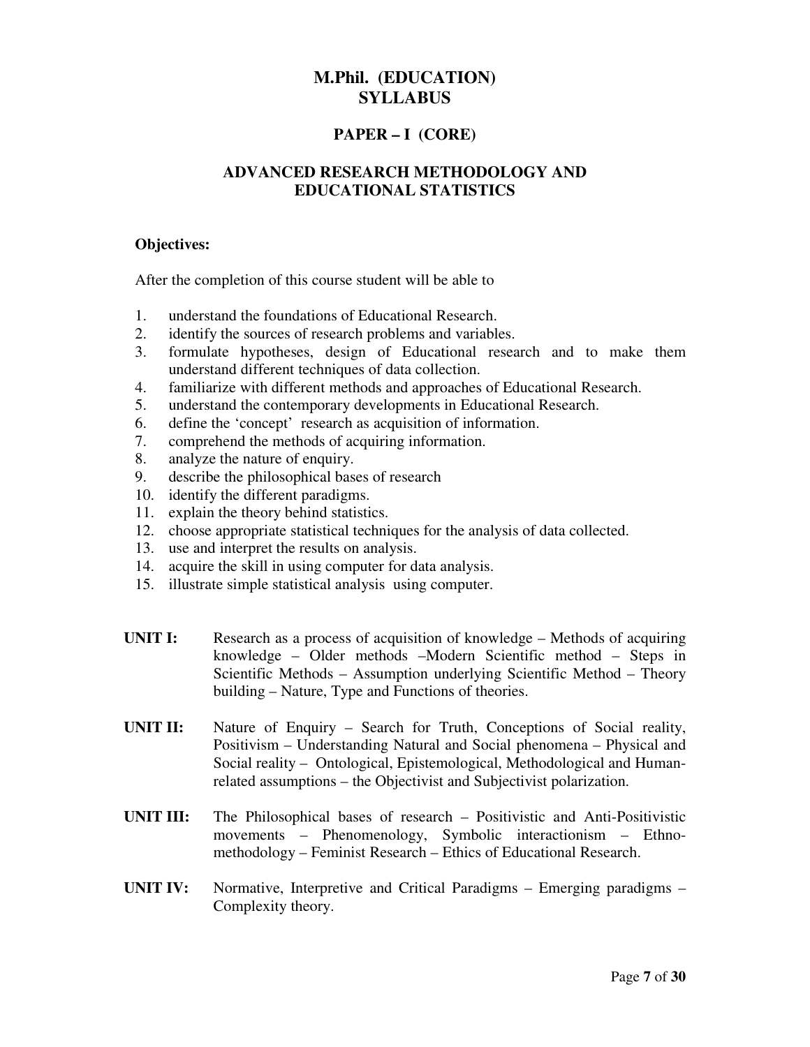# M.Phil. (EDUCATION) SYLLABUS

## PAPER – I (CORE)

## ADVANCED RESEARCH METHODOLOGY AND EDUCATIONAL STATISTICS

**Objectives:**

After the completion of this course student will be able to

1. understand the foundations of Educational Research.
2. identify the sources of research problems and variables.
3. formulate hypotheses, design of Educational research and to make them understand different techniques of data collection.
4. familiarize with different methods and approaches of Educational Research.
5. understand the contemporary developments in Educational Research.
6. define the 'concept' research as acquisition of information.
7. comprehend the methods of acquiring information.
8. analyze the nature of enquiry.
9. describe the philosophical bases of research
10. identify the different paradigms.
11. explain the theory behind statistics.
12. choose appropriate statistical techniques for the analysis of data collected.
13. use and interpret the results on analysis.
14. acquire the skill in using computer for data analysis.
15. illustrate simple statistical analysis using computer.

**UNIT I:** Research as a process of acquisition of knowledge – Methods of acquiring knowledge – Older methods –Modern Scientific method – Steps in Scientific Methods – Assumption underlying Scientific Method – Theory building – Nature, Type and Functions of theories.

**UNIT II:** Nature of Enquiry – Search for Truth, Conceptions of Social reality, Positivism – Understanding Natural and Social phenomena – Physical and Social reality – Ontological, Epistemological, Methodological and Human-related assumptions – the Objectivist and Subjectivist polarization.

**UNIT III:** The Philosophical bases of research – Positivistic and Anti-Positivistic movements – Phenomenology, Symbolic interactionism – Ethno-methodology – Feminist Research – Ethics of Educational Research.

**UNIT IV:** Normative, Interpretive and Critical Paradigms – Emerging paradigms – Complexity theory.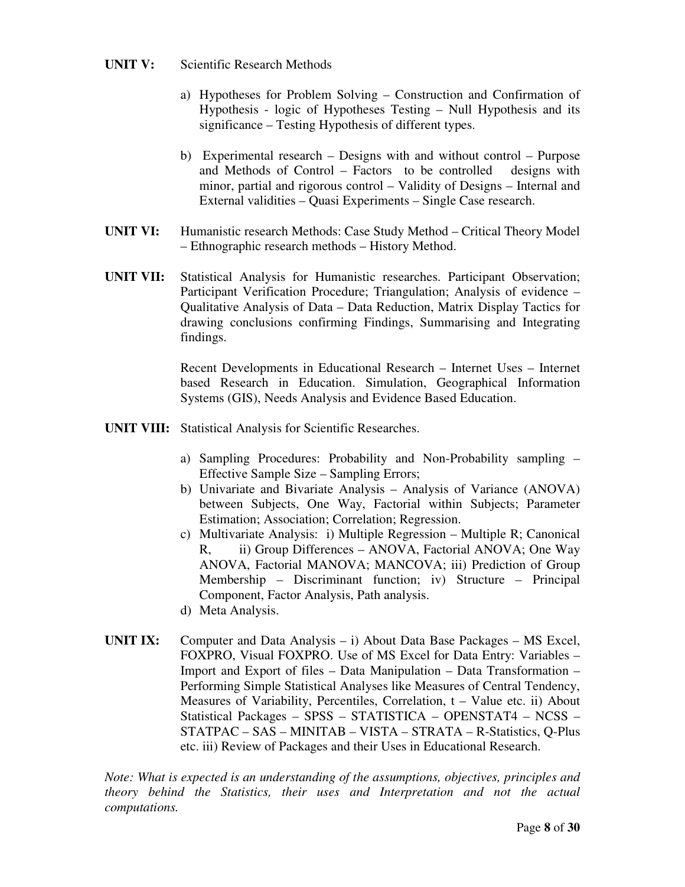**UNIT V:** Scientific Research Methods

a) Hypotheses for Problem Solving – Construction and Confirmation of Hypothesis - logic of Hypotheses Testing – Null Hypothesis and its significance – Testing Hypothesis of different types.

b) Experimental research – Designs with and without control – Purpose and Methods of Control – Factors to be controlled designs with minor, partial and rigorous control – Validity of Designs – Internal and External validities – Quasi Experiments – Single Case research.

**UNIT VI:** Humanistic research Methods: Case Study Method – Critical Theory Model – Ethnographic research methods – History Method.

**UNIT VII:** Statistical Analysis for Humanistic researches. Participant Observation; Participant Verification Procedure; Triangulation; Analysis of evidence – Qualitative Analysis of Data – Data Reduction, Matrix Display Tactics for drawing conclusions confirming Findings, Summarising and Integrating findings.

Recent Developments in Educational Research – Internet Uses – Internet based Research in Education. Simulation, Geographical Information Systems (GIS), Needs Analysis and Evidence Based Education.

**UNIT VIII:** Statistical Analysis for Scientific Researches.

a) Sampling Procedures: Probability and Non-Probability sampling – Effective Sample Size – Sampling Errors;
b) Univariate and Bivariate Analysis – Analysis of Variance (ANOVA) between Subjects, One Way, Factorial within Subjects; Parameter Estimation; Association; Correlation; Regression.
c) Multivariate Analysis: i) Multiple Regression – Multiple R; Canonical R, ii) Group Differences – ANOVA, Factorial ANOVA; One Way ANOVA, Factorial MANOVA; MANCOVA; iii) Prediction of Group Membership – Discriminant function; iv) Structure – Principal Component, Factor Analysis, Path analysis.
d) Meta Analysis.

**UNIT IX:** Computer and Data Analysis – i) About Data Base Packages – MS Excel, FOXPRO, Visual FOXPRO. Use of MS Excel for Data Entry: Variables – Import and Export of files – Data Manipulation – Data Transformation – Performing Simple Statistical Analyses like Measures of Central Tendency, Measures of Variability, Percentiles, Correlation, t – Value etc. ii) About Statistical Packages – SPSS – STATISTICA – OPENSTAT4 – NCSS – STATPAC – SAS – MINITAB – VISTA – STRATA – R-Statistics, Q-Plus etc. iii) Review of Packages and their Uses in Educational Research.

*Note: What is expected is an understanding of the assumptions, objectives, principles and theory behind the Statistics, their uses and Interpretation and not the actual computations.*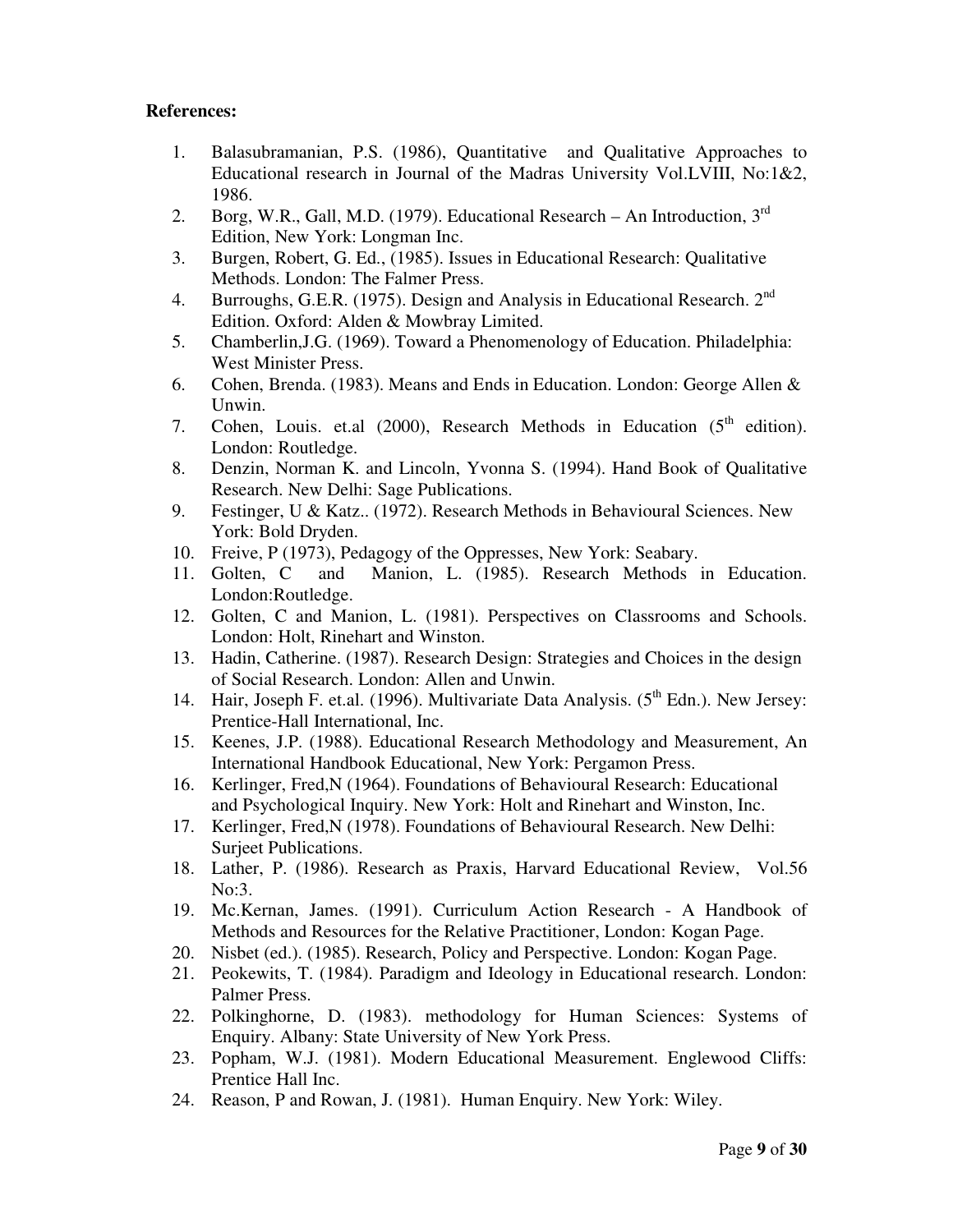**References:**

1. Balasubramanian, P.S. (1986), Quantitative and Qualitative Approaches to Educational research in Journal of the Madras University Vol.LVIII, No:1&2, 1986.
2. Borg, W.R., Gall, M.D. (1979). Educational Research – An Introduction, 3rd Edition, New York: Longman Inc.
3. Burgen, Robert, G. Ed., (1985). Issues in Educational Research: Qualitative Methods. London: The Falmer Press.
4. Burroughs, G.E.R. (1975). Design and Analysis in Educational Research. 2nd Edition. Oxford: Alden & Mowbray Limited.
5. Chamberlin,J.G. (1969). Toward a Phenomenology of Education. Philadelphia: West Minister Press.
6. Cohen, Brenda. (1983). Means and Ends in Education. London: George Allen & Unwin.
7. Cohen, Louis. et.al (2000), Research Methods in Education (5th edition). London: Routledge.
8. Denzin, Norman K. and Lincoln, Yvonna S. (1994). Hand Book of Qualitative Research. New Delhi: Sage Publications.
9. Festinger, U & Katz.. (1972). Research Methods in Behavioural Sciences. New York: Bold Dryden.
10. Freive, P (1973), Pedagogy of the Oppresses, New York: Seabary.
11. Golten, C and Manion, L. (1985). Research Methods in Education. London:Routledge.
12. Golten, C and Manion, L. (1981). Perspectives on Classrooms and Schools. London: Holt, Rinehart and Winston.
13. Hadin, Catherine. (1987). Research Design: Strategies and Choices in the design of Social Research. London: Allen and Unwin.
14. Hair, Joseph F. et.al. (1996). Multivariate Data Analysis. (5th Edn.). New Jersey: Prentice-Hall International, Inc.
15. Keenes, J.P. (1988). Educational Research Methodology and Measurement, An International Handbook Educational, New York: Pergamon Press.
16. Kerlinger, Fred,N (1964). Foundations of Behavioural Research: Educational and Psychological Inquiry. New York: Holt and Rinehart and Winston, Inc.
17. Kerlinger, Fred,N (1978). Foundations of Behavioural Research. New Delhi: Surjeet Publications.
18. Lather, P. (1986). Research as Praxis, Harvard Educational Review, Vol.56 No:3.
19. Mc.Kernan, James. (1991). Curriculum Action Research - A Handbook of Methods and Resources for the Relative Practitioner, London: Kogan Page.
20. Nisbet (ed.). (1985). Research, Policy and Perspective. London: Kogan Page.
21. Peokewits, T. (1984). Paradigm and Ideology in Educational research. London: Palmer Press.
22. Polkinghorne, D. (1983). methodology for Human Sciences: Systems of Enquiry. Albany: State University of New York Press.
23. Popham, W.J. (1981). Modern Educational Measurement. Englewood Cliffs: Prentice Hall Inc.
24. Reason, P and Rowan, J. (1981). Human Enquiry. New York: Wiley.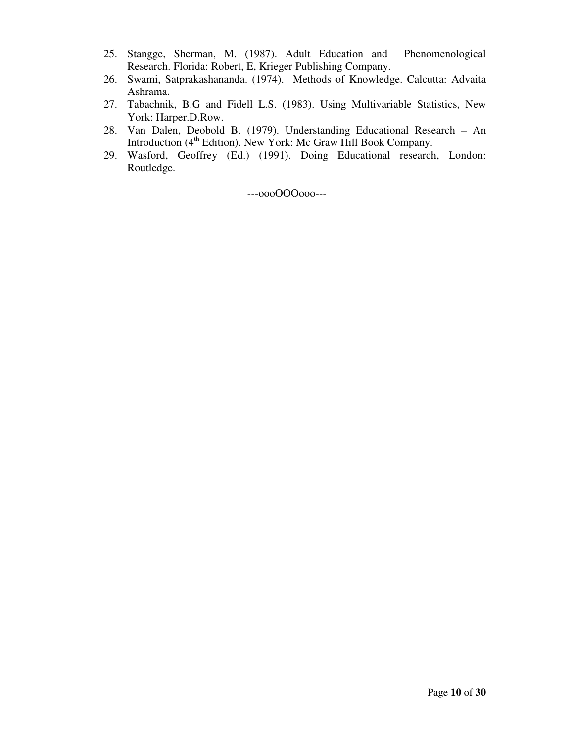25. Stangge, Sherman, M. (1987). Adult Education and Phenomenological Research. Florida: Robert, E, Krieger Publishing Company.
26. Swami, Satprakashananda. (1974). Methods of Knowledge. Calcutta: Advaita Ashrama.
27. Tabachnik, B.G and Fidell L.S. (1983). Using Multivariable Statistics, New York: Harper.D.Row.
28. Van Dalen, Deobold B. (1979). Understanding Educational Research – An Introduction (4th Edition). New York: Mc Graw Hill Book Company.
29. Wasford, Geoffrey (Ed.) (1991). Doing Educational research, London: Routledge.

---oooOOOooo---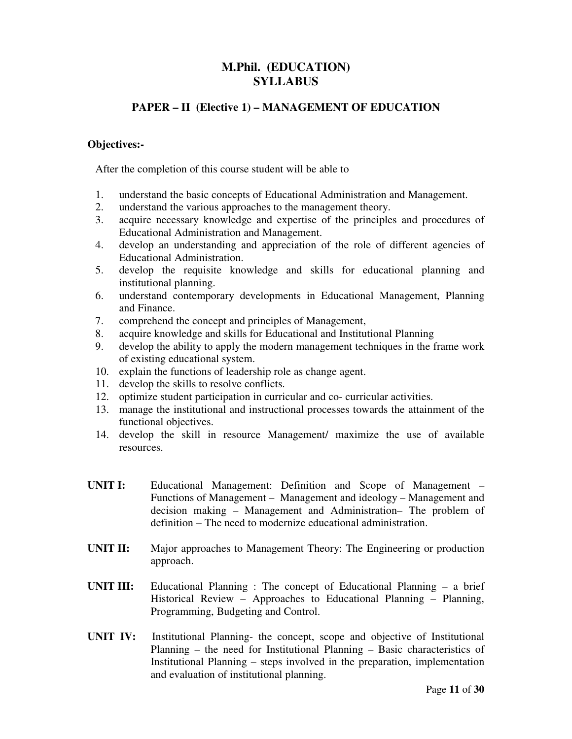# M.Phil. (EDUCATION)
# SYLLABUS

## PAPER – II (Elective 1) – MANAGEMENT OF EDUCATION

**Objectives:-**

After the completion of this course student will be able to

1. understand the basic concepts of Educational Administration and Management.
2. understand the various approaches to the management theory.
3. acquire necessary knowledge and expertise of the principles and procedures of Educational Administration and Management.
4. develop an understanding and appreciation of the role of different agencies of Educational Administration.
5. develop the requisite knowledge and skills for educational planning and institutional planning.
6. understand contemporary developments in Educational Management, Planning and Finance.
7. comprehend the concept and principles of Management,
8. acquire knowledge and skills for Educational and Institutional Planning
9. develop the ability to apply the modern management techniques in the frame work of existing educational system.
10. explain the functions of leadership role as change agent.
11. develop the skills to resolve conflicts.
12. optimize student participation in curricular and co- curricular activities.
13. manage the institutional and instructional processes towards the attainment of the functional objectives.
14. develop the skill in resource Management/ maximize the use of available resources.

**UNIT I:** Educational Management: Definition and Scope of Management – Functions of Management – Management and ideology – Management and decision making – Management and Administration– The problem of definition – The need to modernize educational administration.

**UNIT II:** Major approaches to Management Theory: The Engineering or production approach.

**UNIT III:** Educational Planning : The concept of Educational Planning – a brief Historical Review – Approaches to Educational Planning – Planning, Programming, Budgeting and Control.

**UNIT IV:** Institutional Planning- the concept, scope and objective of Institutional Planning – the need for Institutional Planning – Basic characteristics of Institutional Planning – steps involved in the preparation, implementation and evaluation of institutional planning.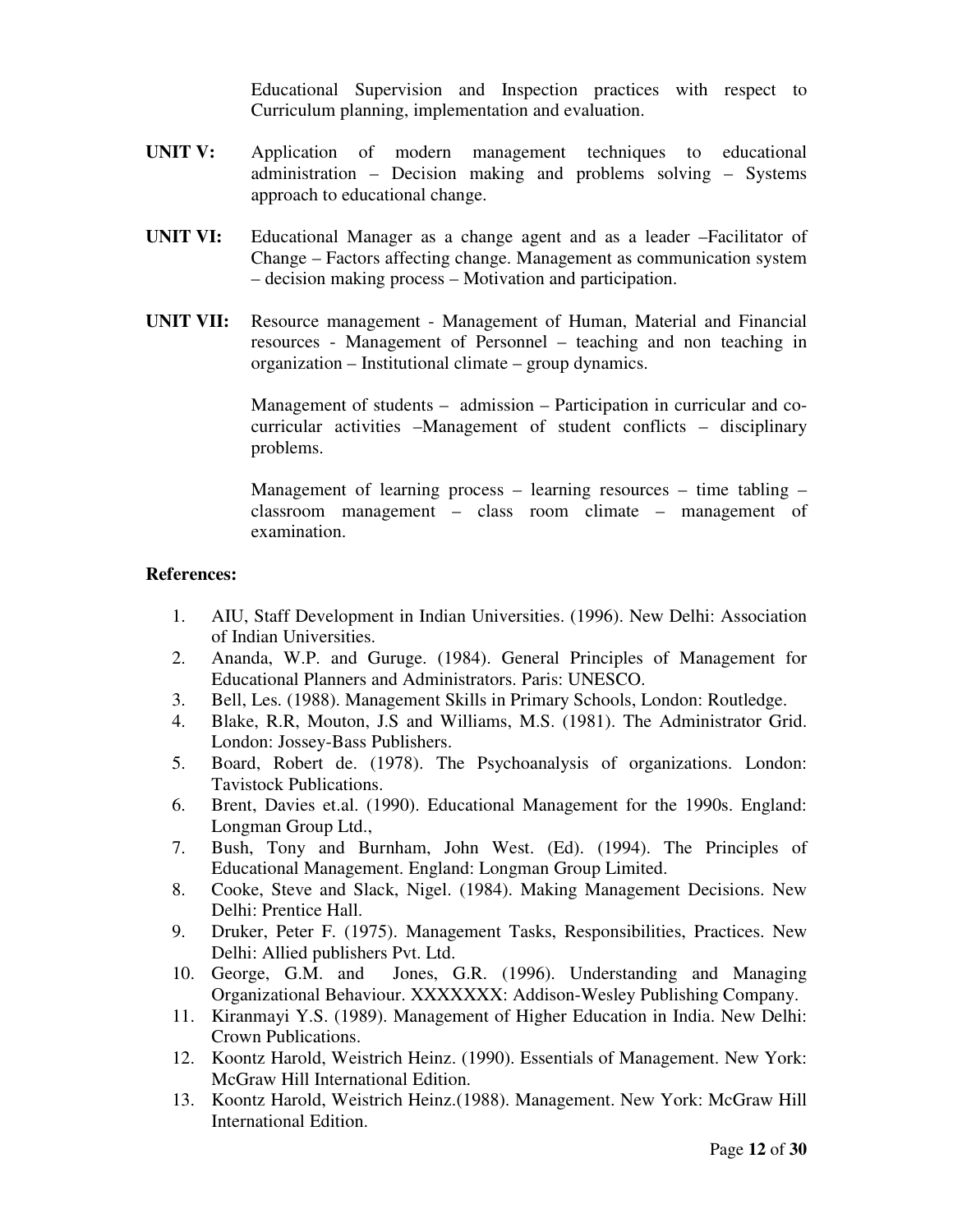Educational Supervision and Inspection practices with respect to Curriculum planning, implementation and evaluation.

**UNIT V:** Application of modern management techniques to educational administration – Decision making and problems solving – Systems approach to educational change.

**UNIT VI:** Educational Manager as a change agent and as a leader –Facilitator of Change – Factors affecting change. Management as communication system – decision making process – Motivation and participation.

**UNIT VII:** Resource management - Management of Human, Material and Financial resources - Management of Personnel – teaching and non teaching in organization – Institutional climate – group dynamics.

Management of students – admission – Participation in curricular and co-curricular activities –Management of student conflicts – disciplinary problems.

Management of learning process – learning resources – time tabling – classroom management – class room climate – management of examination.

**References:**

1. AIU, Staff Development in Indian Universities. (1996). New Delhi: Association of Indian Universities.
2. Ananda, W.P. and Guruge. (1984). General Principles of Management for Educational Planners and Administrators. Paris: UNESCO.
3. Bell, Les. (1988). Management Skills in Primary Schools, London: Routledge.
4. Blake, R.R, Mouton, J.S and Williams, M.S. (1981). The Administrator Grid. London: Jossey-Bass Publishers.
5. Board, Robert de. (1978). The Psychoanalysis of organizations. London: Tavistock Publications.
6. Brent, Davies et.al. (1990). Educational Management for the 1990s. England: Longman Group Ltd.,
7. Bush, Tony and Burnham, John West. (Ed). (1994). The Principles of Educational Management. England: Longman Group Limited.
8. Cooke, Steve and Slack, Nigel. (1984). Making Management Decisions. New Delhi: Prentice Hall.
9. Druker, Peter F. (1975). Management Tasks, Responsibilities, Practices. New Delhi: Allied publishers Pvt. Ltd.
10. George, G.M. and Jones, G.R. (1996). Understanding and Managing Organizational Behaviour. XXXXXXX: Addison-Wesley Publishing Company.
11. Kiranmayi Y.S. (1989). Management of Higher Education in India. New Delhi: Crown Publications.
12. Koontz Harold, Weistrich Heinz. (1990). Essentials of Management. New York: McGraw Hill International Edition.
13. Koontz Harold, Weistrich Heinz.(1988). Management. New York: McGraw Hill International Edition.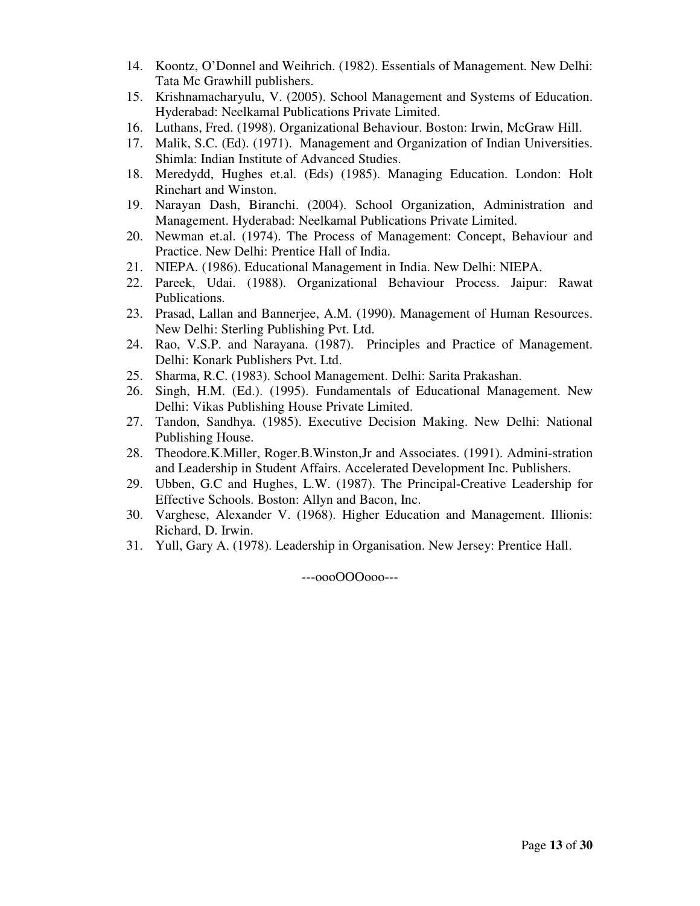14. Koontz, O'Donnel and Weihrich. (1982). Essentials of Management. New Delhi: Tata Mc Grawhill publishers.
15. Krishnamacharyulu, V. (2005). School Management and Systems of Education. Hyderabad: Neelkamal Publications Private Limited.
16. Luthans, Fred. (1998). Organizational Behaviour. Boston: Irwin, McGraw Hill.
17. Malik, S.C. (Ed). (1971). Management and Organization of Indian Universities. Shimla: Indian Institute of Advanced Studies.
18. Meredydd, Hughes et.al. (Eds) (1985). Managing Education. London: Holt Rinehart and Winston.
19. Narayan Dash, Biranchi. (2004). School Organization, Administration and Management. Hyderabad: Neelkamal Publications Private Limited.
20. Newman et.al. (1974). The Process of Management: Concept, Behaviour and Practice. New Delhi: Prentice Hall of India.
21. NIEPA. (1986). Educational Management in India. New Delhi: NIEPA.
22. Pareek, Udai. (1988). Organizational Behaviour Process. Jaipur: Rawat Publications.
23. Prasad, Lallan and Bannerjee, A.M. (1990). Management of Human Resources. New Delhi: Sterling Publishing Pvt. Ltd.
24. Rao, V.S.P. and Narayana. (1987). Principles and Practice of Management. Delhi: Konark Publishers Pvt. Ltd.
25. Sharma, R.C. (1983). School Management. Delhi: Sarita Prakashan.
26. Singh, H.M. (Ed.). (1995). Fundamentals of Educational Management. New Delhi: Vikas Publishing House Private Limited.
27. Tandon, Sandhya. (1985). Executive Decision Making. New Delhi: National Publishing House.
28. Theodore.K.Miller, Roger.B.Winston,Jr and Associates. (1991). Admini-stration and Leadership in Student Affairs. Accelerated Development Inc. Publishers.
29. Ubben, G.C and Hughes, L.W. (1987). The Principal-Creative Leadership for Effective Schools. Boston: Allyn and Bacon, Inc.
30. Varghese, Alexander V. (1968). Higher Education and Management. Illionis: Richard, D. Irwin.
31. Yull, Gary A. (1978). Leadership in Organisation. New Jersey: Prentice Hall.

---oooOOOooo---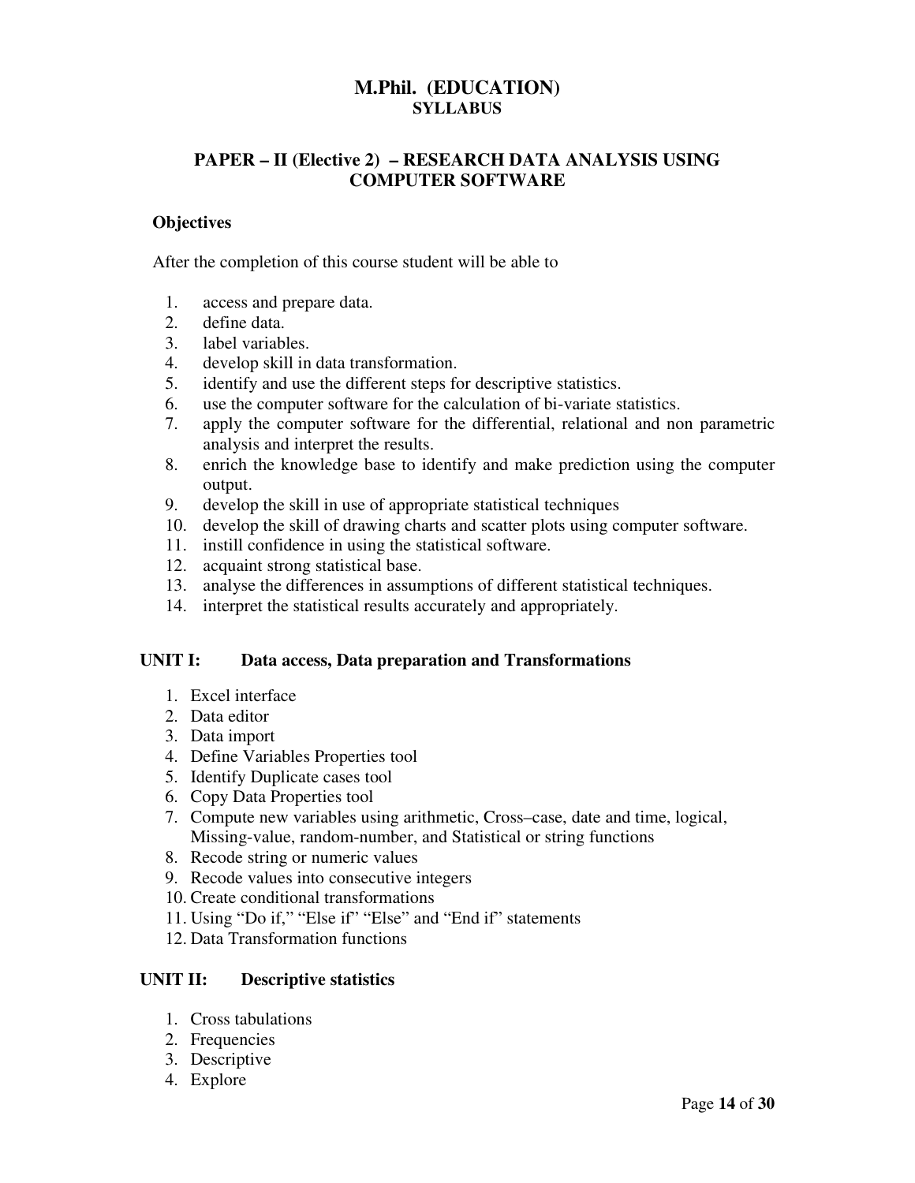# M.Phil. (EDUCATION)

## SYLLABUS

## PAPER – II (Elective 2) – RESEARCH DATA ANALYSIS USING COMPUTER SOFTWARE

**Objectives**

After the completion of this course student will be able to

1. access and prepare data.
2. define data.
3. label variables.
4. develop skill in data transformation.
5. identify and use the different steps for descriptive statistics.
6. use the computer software for the calculation of bi-variate statistics.
7. apply the computer software for the differential, relational and non parametric analysis and interpret the results.
8. enrich the knowledge base to identify and make prediction using the computer output.
9. develop the skill in use of appropriate statistical techniques
10. develop the skill of drawing charts and scatter plots using computer software.
11. instill confidence in using the statistical software.
12. acquaint strong statistical base.
13. analyse the differences in assumptions of different statistical techniques.
14. interpret the statistical results accurately and appropriately.

### UNIT I: Data access, Data preparation and Transformations

1. Excel interface
2. Data editor
3. Data import
4. Define Variables Properties tool
5. Identify Duplicate cases tool
6. Copy Data Properties tool
7. Compute new variables using arithmetic, Cross–case, date and time, logical, Missing-value, random-number, and Statistical or string functions
8. Recode string or numeric values
9. Recode values into consecutive integers
10. Create conditional transformations
11. Using "Do if," "Else if" "Else" and "End if" statements
12. Data Transformation functions

### UNIT II: Descriptive statistics

1. Cross tabulations
2. Frequencies
3. Descriptive
4. Explore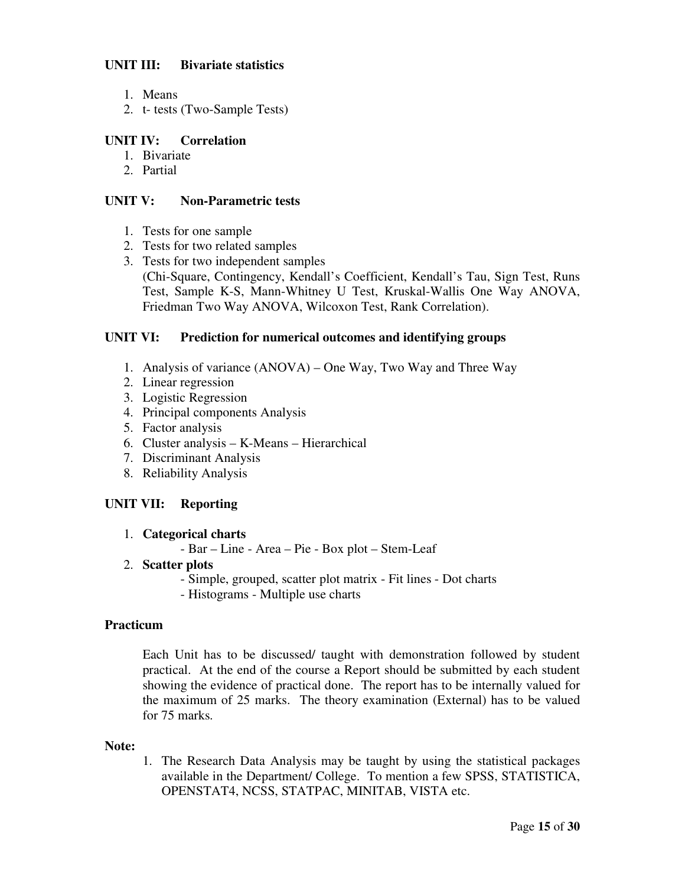**UNIT III: Bivariate statistics**

1. Means
2. t- tests (Two-Sample Tests)

**UNIT IV: Correlation**

1. Bivariate
2. Partial

**UNIT V: Non-Parametric tests**

1. Tests for one sample
2. Tests for two related samples
3. Tests for two independent samples
   (Chi-Square, Contingency, Kendall's Coefficient, Kendall's Tau, Sign Test, Runs Test, Sample K-S, Mann-Whitney U Test, Kruskal-Wallis One Way ANOVA, Friedman Two Way ANOVA, Wilcoxon Test, Rank Correlation).

**UNIT VI: Prediction for numerical outcomes and identifying groups**

1. Analysis of variance (ANOVA) – One Way, Two Way and Three Way
2. Linear regression
3. Logistic Regression
4. Principal components Analysis
5. Factor analysis
6. Cluster analysis – K-Means – Hierarchical
7. Discriminant Analysis
8. Reliability Analysis

**UNIT VII: Reporting**

1. **Categorical charts**
   - Bar – Line - Area – Pie - Box plot – Stem-Leaf
2. **Scatter plots**
   - Simple, grouped, scatter plot matrix - Fit lines - Dot charts
   - Histograms - Multiple use charts

**Practicum**

Each Unit has to be discussed/ taught with demonstration followed by student practical. At the end of the course a Report should be submitted by each student showing the evidence of practical done. The report has to be internally valued for the maximum of 25 marks. The theory examination (External) has to be valued for 75 marks.

**Note:**

1. The Research Data Analysis may be taught by using the statistical packages available in the Department/ College. To mention a few SPSS, STATISTICA, OPENSTAT4, NCSS, STATPAC, MINITAB, VISTA etc.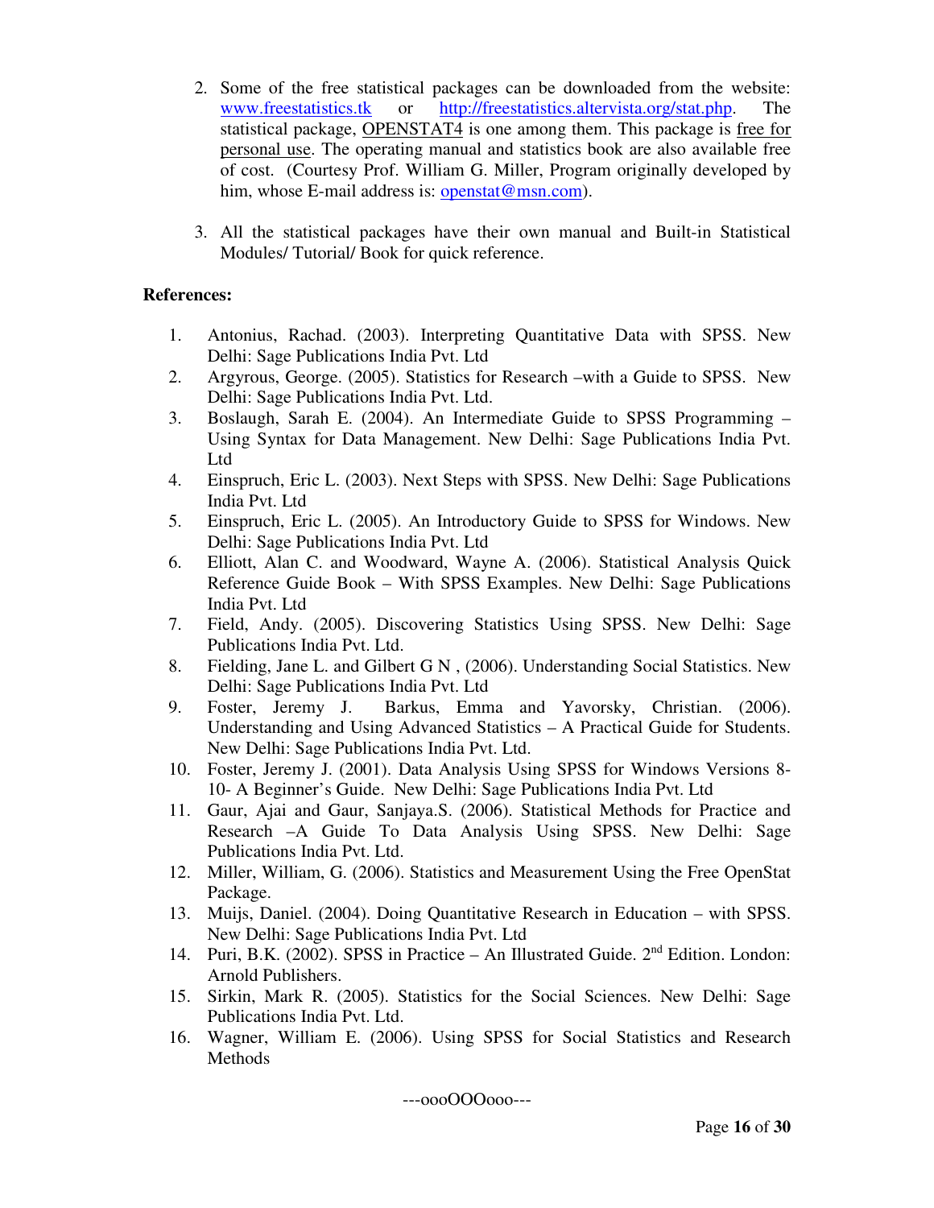2. Some of the free statistical packages can be downloaded from the website: www.freestatistics.tk or http://freestatistics.altervista.org/stat.php. The statistical package, OPENSTAT4 is one among them. This package is free for personal use. The operating manual and statistics book are also available free of cost. (Courtesy Prof. William G. Miller, Program originally developed by him, whose E-mail address is: openstat@msn.com).

3. All the statistical packages have their own manual and Built-in Statistical Modules/ Tutorial/ Book for quick reference.

**References:**

1. Antonius, Rachad. (2003). Interpreting Quantitative Data with SPSS. New Delhi: Sage Publications India Pvt. Ltd
2. Argyrous, George. (2005). Statistics for Research –with a Guide to SPSS. New Delhi: Sage Publications India Pvt. Ltd.
3. Boslaugh, Sarah E. (2004). An Intermediate Guide to SPSS Programming – Using Syntax for Data Management. New Delhi: Sage Publications India Pvt. Ltd
4. Einspruch, Eric L. (2003). Next Steps with SPSS. New Delhi: Sage Publications India Pvt. Ltd
5. Einspruch, Eric L. (2005). An Introductory Guide to SPSS for Windows. New Delhi: Sage Publications India Pvt. Ltd
6. Elliott, Alan C. and Woodward, Wayne A. (2006). Statistical Analysis Quick Reference Guide Book – With SPSS Examples. New Delhi: Sage Publications India Pvt. Ltd
7. Field, Andy. (2005). Discovering Statistics Using SPSS. New Delhi: Sage Publications India Pvt. Ltd.
8. Fielding, Jane L. and Gilbert G N , (2006). Understanding Social Statistics. New Delhi: Sage Publications India Pvt. Ltd
9. Foster, Jeremy J. Barkus, Emma and Yavorsky, Christian. (2006). Understanding and Using Advanced Statistics – A Practical Guide for Students. New Delhi: Sage Publications India Pvt. Ltd.
10. Foster, Jeremy J. (2001). Data Analysis Using SPSS for Windows Versions 8-10- A Beginner's Guide. New Delhi: Sage Publications India Pvt. Ltd
11. Gaur, Ajai and Gaur, Sanjaya.S. (2006). Statistical Methods for Practice and Research –A Guide To Data Analysis Using SPSS. New Delhi: Sage Publications India Pvt. Ltd.
12. Miller, William, G. (2006). Statistics and Measurement Using the Free OpenStat Package.
13. Muijs, Daniel. (2004). Doing Quantitative Research in Education – with SPSS. New Delhi: Sage Publications India Pvt. Ltd
14. Puri, B.K. (2002). SPSS in Practice – An Illustrated Guide. 2nd Edition. London: Arnold Publishers.
15. Sirkin, Mark R. (2005). Statistics for the Social Sciences. New Delhi: Sage Publications India Pvt. Ltd.
16. Wagner, William E. (2006). Using SPSS for Social Statistics and Research Methods

---oooOOOooo---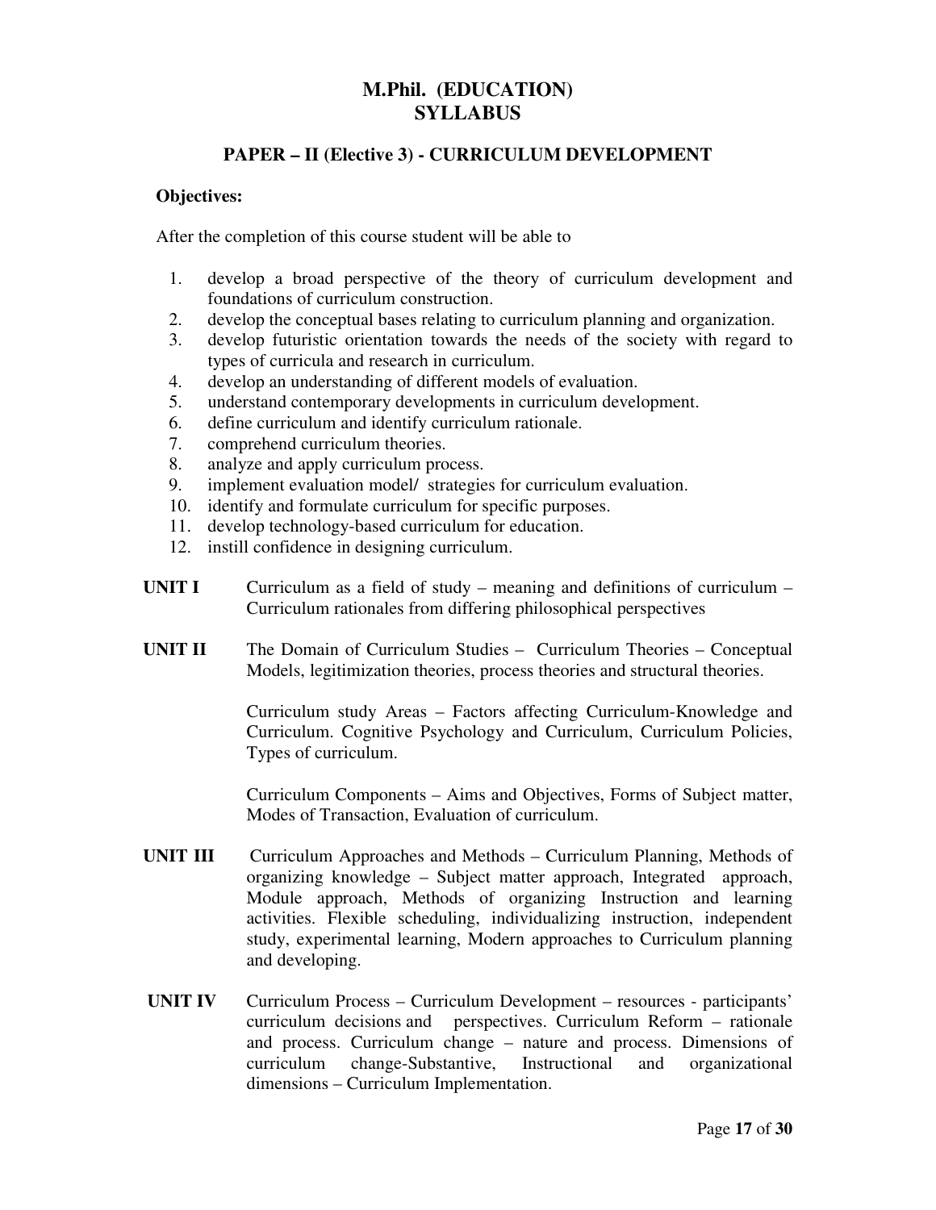# M.Phil. (EDUCATION)
# SYLLABUS

## PAPER – II (Elective 3) - CURRICULUM DEVELOPMENT

**Objectives:**

After the completion of this course student will be able to

1. develop a broad perspective of the theory of curriculum development and foundations of curriculum construction.
2. develop the conceptual bases relating to curriculum planning and organization.
3. develop futuristic orientation towards the needs of the society with regard to types of curricula and research in curriculum.
4. develop an understanding of different models of evaluation.
5. understand contemporary developments in curriculum development.
6. define curriculum and identify curriculum rationale.
7. comprehend curriculum theories.
8. analyze and apply curriculum process.
9. implement evaluation model/ strategies for curriculum evaluation.
10. identify and formulate curriculum for specific purposes.
11. develop technology-based curriculum for education.
12. instill confidence in designing curriculum.

**UNIT I** Curriculum as a field of study – meaning and definitions of curriculum – Curriculum rationales from differing philosophical perspectives

**UNIT II** The Domain of Curriculum Studies – Curriculum Theories – Conceptual Models, legitimization theories, process theories and structural theories.

Curriculum study Areas – Factors affecting Curriculum-Knowledge and Curriculum. Cognitive Psychology and Curriculum, Curriculum Policies, Types of curriculum.

Curriculum Components – Aims and Objectives, Forms of Subject matter, Modes of Transaction, Evaluation of curriculum.

**UNIT III** Curriculum Approaches and Methods – Curriculum Planning, Methods of organizing knowledge – Subject matter approach, Integrated approach, Module approach, Methods of organizing Instruction and learning activities. Flexible scheduling, individualizing instruction, independent study, experimental learning, Modern approaches to Curriculum planning and developing.

**UNIT IV** Curriculum Process – Curriculum Development – resources - participants' curriculum decisions and perspectives. Curriculum Reform – rationale and process. Curriculum change – nature and process. Dimensions of curriculum change-Substantive, Instructional and organizational dimensions – Curriculum Implementation.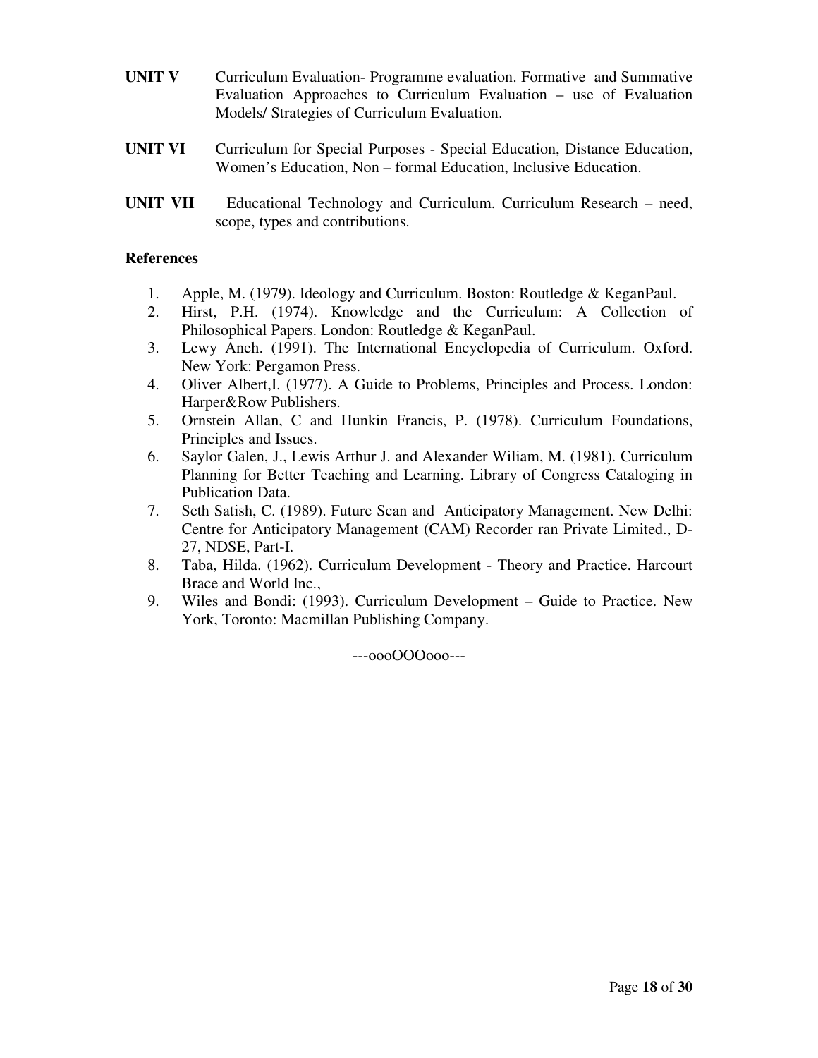**UNIT V** Curriculum Evaluation- Programme evaluation. Formative and Summative Evaluation Approaches to Curriculum Evaluation – use of Evaluation Models/ Strategies of Curriculum Evaluation.

**UNIT VI** Curriculum for Special Purposes - Special Education, Distance Education, Women's Education, Non – formal Education, Inclusive Education.

**UNIT VII** Educational Technology and Curriculum. Curriculum Research – need, scope, types and contributions.

**References**

1. Apple, M. (1979). Ideology and Curriculum. Boston: Routledge & KeganPaul.
2. Hirst, P.H. (1974). Knowledge and the Curriculum: A Collection of Philosophical Papers. London: Routledge & KeganPaul.
3. Lewy Aneh. (1991). The International Encyclopedia of Curriculum. Oxford. New York: Pergamon Press.
4. Oliver Albert,I. (1977). A Guide to Problems, Principles and Process. London: Harper&Row Publishers.
5. Ornstein Allan, C and Hunkin Francis, P. (1978). Curriculum Foundations, Principles and Issues.
6. Saylor Galen, J., Lewis Arthur J. and Alexander Wiliam, M. (1981). Curriculum Planning for Better Teaching and Learning. Library of Congress Cataloging in Publication Data.
7. Seth Satish, C. (1989). Future Scan and Anticipatory Management. New Delhi: Centre for Anticipatory Management (CAM) Recorder ran Private Limited., D-27, NDSE, Part-I.
8. Taba, Hilda. (1962). Curriculum Development - Theory and Practice. Harcourt Brace and World Inc.,
9. Wiles and Bondi: (1993). Curriculum Development – Guide to Practice. New York, Toronto: Macmillan Publishing Company.

---oooOOOooo---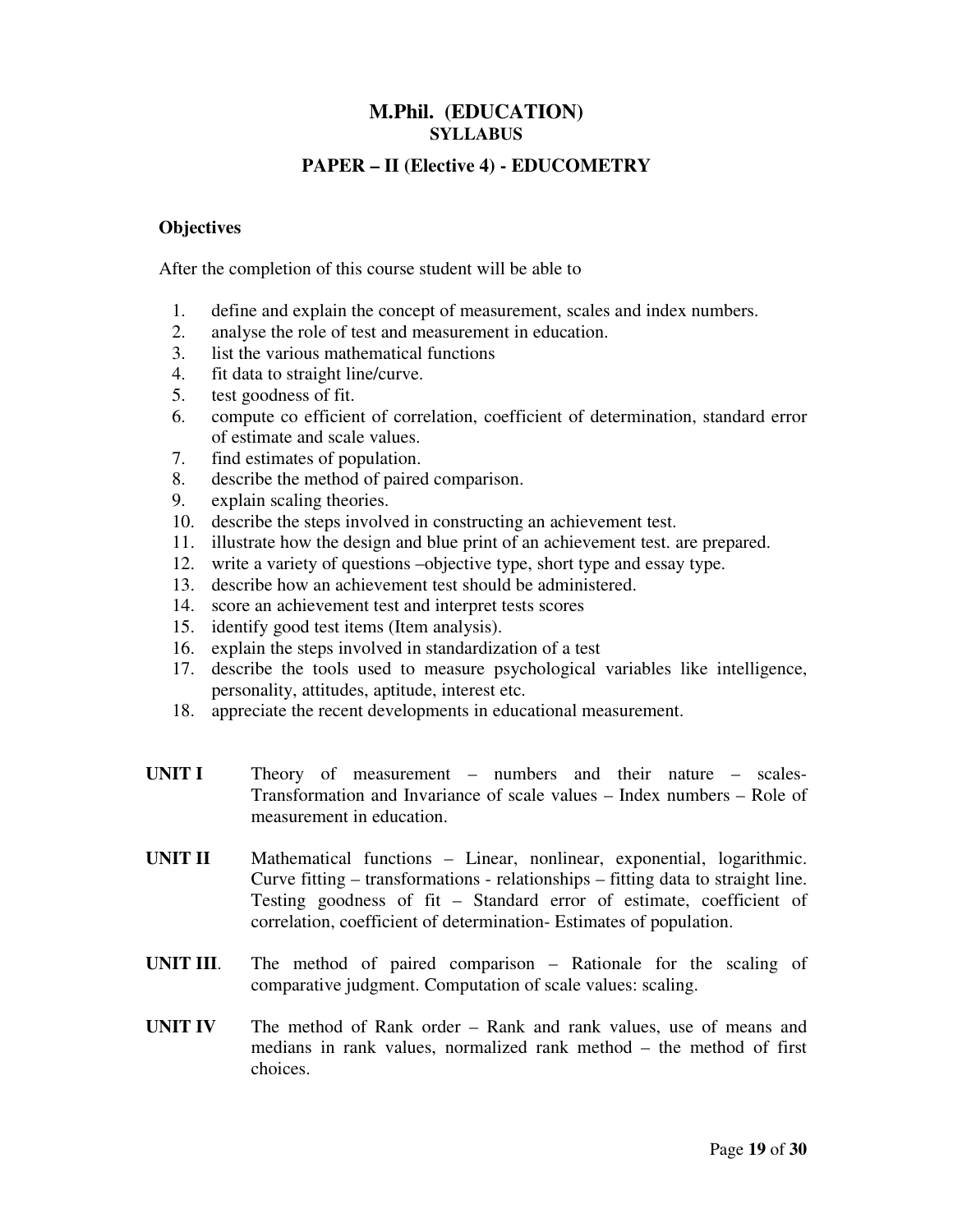# M.Phil. (EDUCATION)

## SYLLABUS

## PAPER – II (Elective 4) - EDUCOMETRY

**Objectives**

After the completion of this course student will be able to

1. define and explain the concept of measurement, scales and index numbers.
2. analyse the role of test and measurement in education.
3. list the various mathematical functions
4. fit data to straight line/curve.
5. test goodness of fit.
6. compute co efficient of correlation, coefficient of determination, standard error of estimate and scale values.
7. find estimates of population.
8. describe the method of paired comparison.
9. explain scaling theories.
10. describe the steps involved in constructing an achievement test.
11. illustrate how the design and blue print of an achievement test. are prepared.
12. write a variety of questions –objective type, short type and essay type.
13. describe how an achievement test should be administered.
14. score an achievement test and interpret tests scores
15. identify good test items (Item analysis).
16. explain the steps involved in standardization of a test
17. describe the tools used to measure psychological variables like intelligence, personality, attitudes, aptitude, interest etc.
18. appreciate the recent developments in educational measurement.

**UNIT I** Theory of measurement – numbers and their nature – scales- Transformation and Invariance of scale values – Index numbers – Role of measurement in education.

**UNIT II** Mathematical functions – Linear, nonlinear, exponential, logarithmic. Curve fitting – transformations - relationships – fitting data to straight line. Testing goodness of fit – Standard error of estimate, coefficient of correlation, coefficient of determination- Estimates of population.

**UNIT III**. The method of paired comparison – Rationale for the scaling of comparative judgment. Computation of scale values: scaling.

**UNIT IV** The method of Rank order – Rank and rank values, use of means and medians in rank values, normalized rank method – the method of first choices.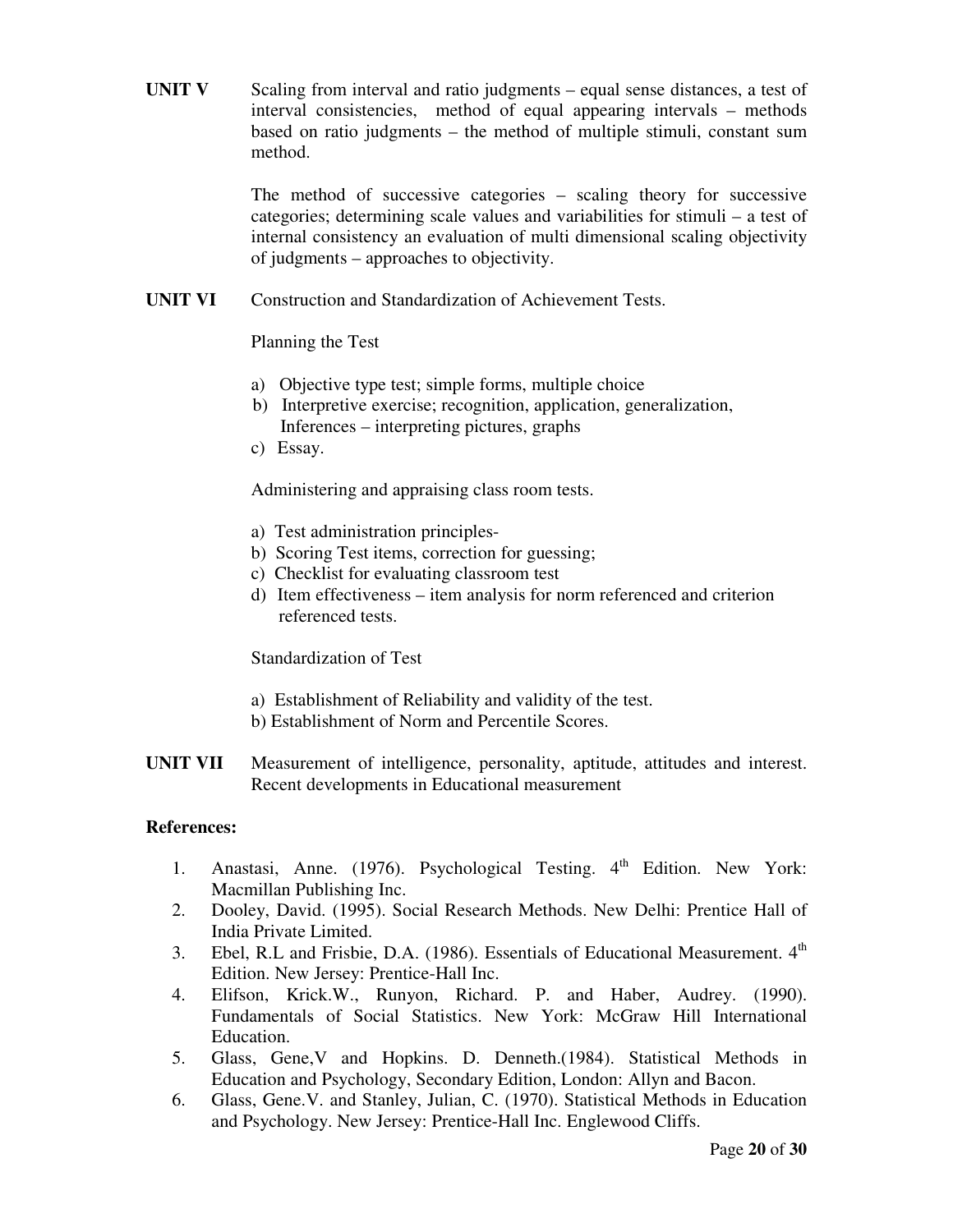**UNIT V** Scaling from interval and ratio judgments – equal sense distances, a test of interval consistencies, method of equal appearing intervals – methods based on ratio judgments – the method of multiple stimuli, constant sum method.

The method of successive categories – scaling theory for successive categories; determining scale values and variabilities for stimuli – a test of internal consistency an evaluation of multi dimensional scaling objectivity of judgments – approaches to objectivity.

**UNIT VI** Construction and Standardization of Achievement Tests.

Planning the Test

a) Objective type test; simple forms, multiple choice
b) Interpretive exercise; recognition, application, generalization, Inferences – interpreting pictures, graphs
c) Essay.

Administering and appraising class room tests.

a) Test administration principles-
b) Scoring Test items, correction for guessing;
c) Checklist for evaluating classroom test
d) Item effectiveness – item analysis for norm referenced and criterion referenced tests.

Standardization of Test

a) Establishment of Reliability and validity of the test.
b) Establishment of Norm and Percentile Scores.

**UNIT VII** Measurement of intelligence, personality, aptitude, attitudes and interest. Recent developments in Educational measurement

**References:**

1. Anastasi, Anne. (1976). Psychological Testing. 4th Edition. New York: Macmillan Publishing Inc.
2. Dooley, David. (1995). Social Research Methods. New Delhi: Prentice Hall of India Private Limited.
3. Ebel, R.L and Frisbie, D.A. (1986). Essentials of Educational Measurement. 4th Edition. New Jersey: Prentice-Hall Inc.
4. Elifson, Krick.W., Runyon, Richard. P. and Haber, Audrey. (1990). Fundamentals of Social Statistics. New York: McGraw Hill International Education.
5. Glass, Gene,V and Hopkins. D. Denneth.(1984). Statistical Methods in Education and Psychology, Secondary Edition, London: Allyn and Bacon.
6. Glass, Gene.V. and Stanley, Julian, C. (1970). Statistical Methods in Education and Psychology. New Jersey: Prentice-Hall Inc. Englewood Cliffs.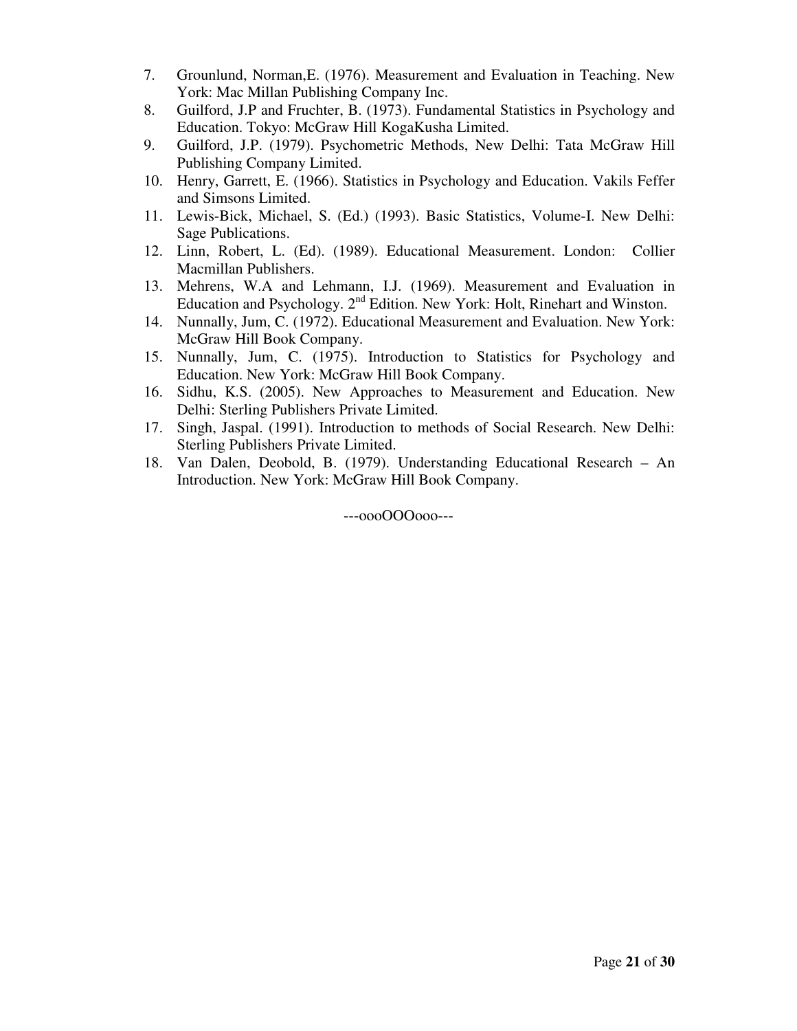7. Grounlund, Norman,E. (1976). Measurement and Evaluation in Teaching. New York: Mac Millan Publishing Company Inc.
8. Guilford, J.P and Fruchter, B. (1973). Fundamental Statistics in Psychology and Education. Tokyo: McGraw Hill KogaKusha Limited.
9. Guilford, J.P. (1979). Psychometric Methods, New Delhi: Tata McGraw Hill Publishing Company Limited.
10. Henry, Garrett, E. (1966). Statistics in Psychology and Education. Vakils Feffer and Simsons Limited.
11. Lewis-Bick, Michael, S. (Ed.) (1993). Basic Statistics, Volume-I. New Delhi: Sage Publications.
12. Linn, Robert, L. (Ed). (1989). Educational Measurement. London: Collier Macmillan Publishers.
13. Mehrens, W.A and Lehmann, I.J. (1969). Measurement and Evaluation in Education and Psychology. 2nd Edition. New York: Holt, Rinehart and Winston.
14. Nunnally, Jum, C. (1972). Educational Measurement and Evaluation. New York: McGraw Hill Book Company.
15. Nunnally, Jum, C. (1975). Introduction to Statistics for Psychology and Education. New York: McGraw Hill Book Company.
16. Sidhu, K.S. (2005). New Approaches to Measurement and Education. New Delhi: Sterling Publishers Private Limited.
17. Singh, Jaspal. (1991). Introduction to methods of Social Research. New Delhi: Sterling Publishers Private Limited.
18. Van Dalen, Deobold, B. (1979). Understanding Educational Research – An Introduction. New York: McGraw Hill Book Company.

---oooOOOooo---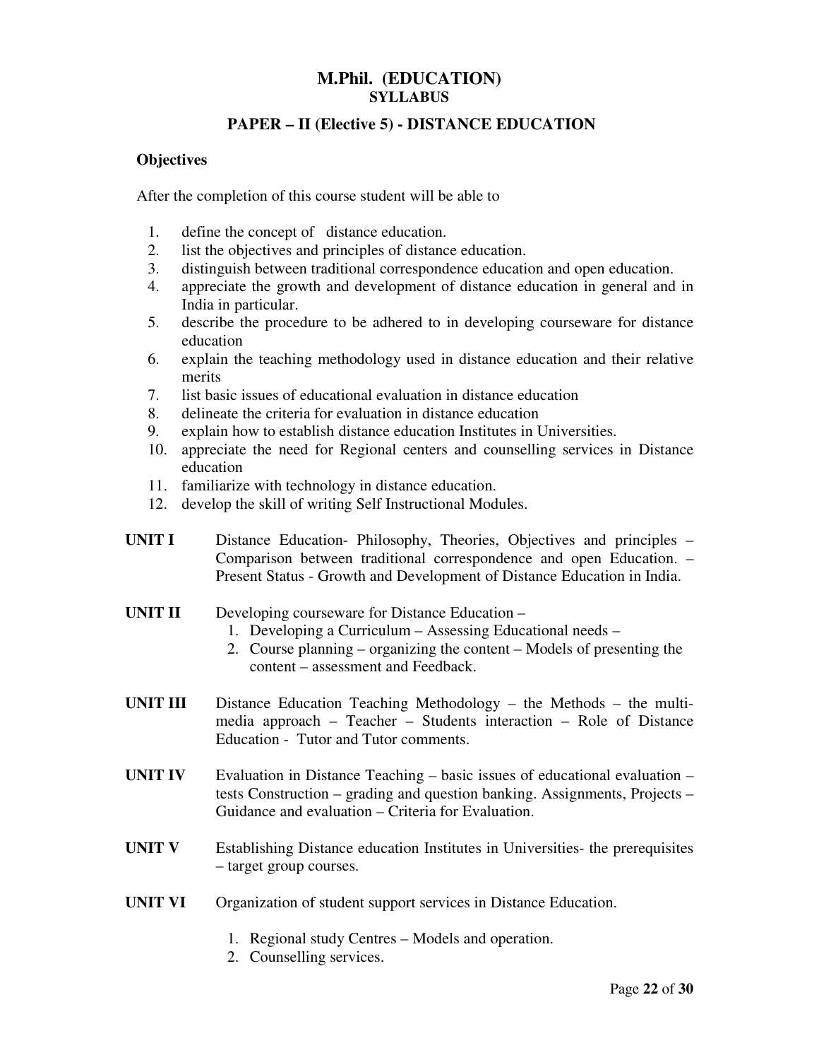# M.Phil. (EDUCATION)

## SYLLABUS

### PAPER – II (Elective 5) - DISTANCE EDUCATION

**Objectives**

After the completion of this course student will be able to

1. define the concept of distance education.
2. list the objectives and principles of distance education.
3. distinguish between traditional correspondence education and open education.
4. appreciate the growth and development of distance education in general and in India in particular.
5. describe the procedure to be adhered to in developing courseware for distance education
6. explain the teaching methodology used in distance education and their relative merits
7. list basic issues of educational evaluation in distance education
8. delineate the criteria for evaluation in distance education
9. explain how to establish distance education Institutes in Universities.
10. appreciate the need for Regional centers and counselling services in Distance education
11. familiarize with technology in distance education.
12. develop the skill of writing Self Instructional Modules.

**UNIT I** Distance Education- Philosophy, Theories, Objectives and principles – Comparison between traditional correspondence and open Education. – Present Status - Growth and Development of Distance Education in India.

**UNIT II** Developing courseware for Distance Education –

1. Developing a Curriculum – Assessing Educational needs –
2. Course planning – organizing the content – Models of presenting the content – assessment and Feedback.

**UNIT III** Distance Education Teaching Methodology – the Methods – the multi-media approach – Teacher – Students interaction – Role of Distance Education - Tutor and Tutor comments.

**UNIT IV** Evaluation in Distance Teaching – basic issues of educational evaluation – tests Construction – grading and question banking. Assignments, Projects – Guidance and evaluation – Criteria for Evaluation.

**UNIT V** Establishing Distance education Institutes in Universities- the prerequisites – target group courses.

**UNIT VI** Organization of student support services in Distance Education.

1. Regional study Centres – Models and operation.
2. Counselling services.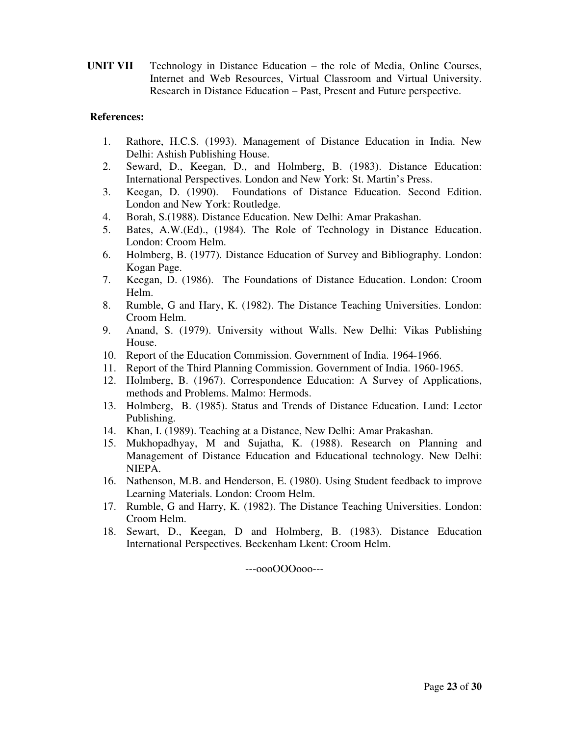**UNIT VII** Technology in Distance Education – the role of Media, Online Courses, Internet and Web Resources, Virtual Classroom and Virtual University. Research in Distance Education – Past, Present and Future perspective.

**References:**

1. Rathore, H.C.S. (1993). Management of Distance Education in India. New Delhi: Ashish Publishing House.
2. Seward, D., Keegan, D., and Holmberg, B. (1983). Distance Education: International Perspectives. London and New York: St. Martin's Press.
3. Keegan, D. (1990). Foundations of Distance Education. Second Edition. London and New York: Routledge.
4. Borah, S.(1988). Distance Education. New Delhi: Amar Prakashan.
5. Bates, A.W.(Ed)., (1984). The Role of Technology in Distance Education. London: Croom Helm.
6. Holmberg, B. (1977). Distance Education of Survey and Bibliography. London: Kogan Page.
7. Keegan, D. (1986). The Foundations of Distance Education. London: Croom Helm.
8. Rumble, G and Hary, K. (1982). The Distance Teaching Universities. London: Croom Helm.
9. Anand, S. (1979). University without Walls. New Delhi: Vikas Publishing House.
10. Report of the Education Commission. Government of India. 1964-1966.
11. Report of the Third Planning Commission. Government of India. 1960-1965.
12. Holmberg, B. (1967). Correspondence Education: A Survey of Applications, methods and Problems. Malmo: Hermods.
13. Holmberg, B. (1985). Status and Trends of Distance Education. Lund: Lector Publishing.
14. Khan, I. (1989). Teaching at a Distance, New Delhi: Amar Prakashan.
15. Mukhopadhyay, M and Sujatha, K. (1988). Research on Planning and Management of Distance Education and Educational technology. New Delhi: NIEPA.
16. Nathenson, M.B. and Henderson, E. (1980). Using Student feedback to improve Learning Materials. London: Croom Helm.
17. Rumble, G and Harry, K. (1982). The Distance Teaching Universities. London: Croom Helm.
18. Sewart, D., Keegan, D and Holmberg, B. (1983). Distance Education International Perspectives. Beckenham Lkent: Croom Helm.

---oooOOOooo---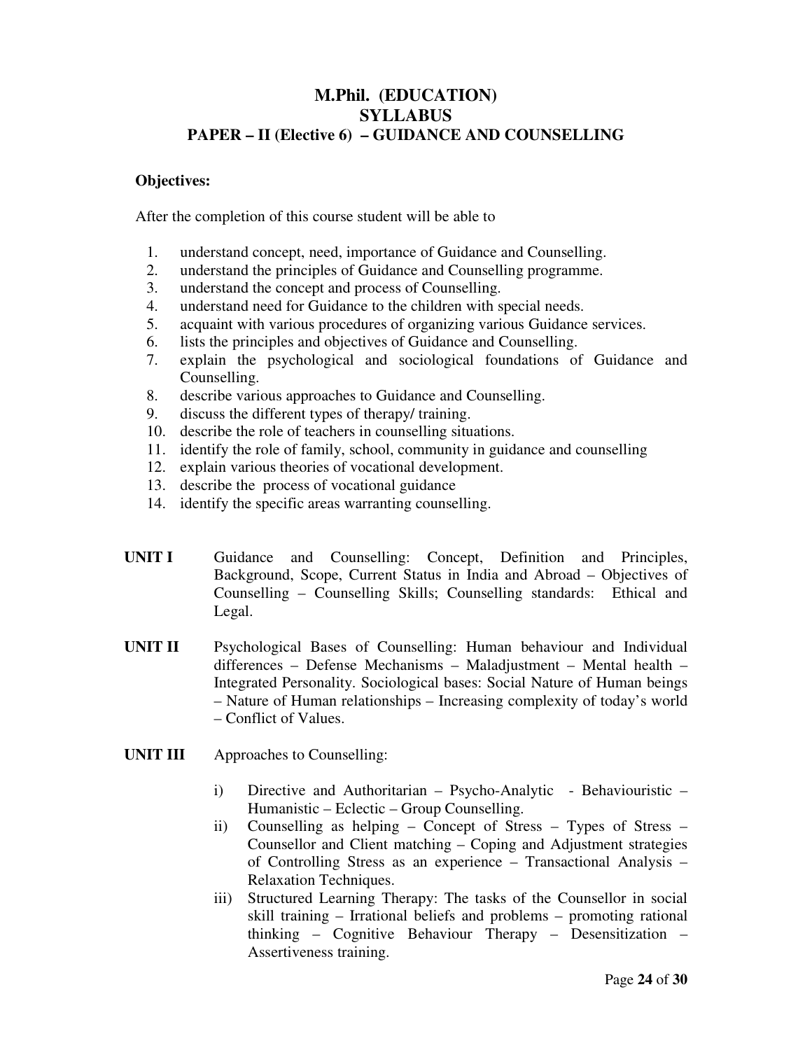# M.Phil. (EDUCATION)
# SYLLABUS
## PAPER – II (Elective 6) – GUIDANCE AND COUNSELLING

**Objectives:**

After the completion of this course student will be able to

1. understand concept, need, importance of Guidance and Counselling.
2. understand the principles of Guidance and Counselling programme.
3. understand the concept and process of Counselling.
4. understand need for Guidance to the children with special needs.
5. acquaint with various procedures of organizing various Guidance services.
6. lists the principles and objectives of Guidance and Counselling.
7. explain the psychological and sociological foundations of Guidance and Counselling.
8. describe various approaches to Guidance and Counselling.
9. discuss the different types of therapy/ training.
10. describe the role of teachers in counselling situations.
11. identify the role of family, school, community in guidance and counselling
12. explain various theories of vocational development.
13. describe the process of vocational guidance
14. identify the specific areas warranting counselling.

**UNIT I** Guidance and Counselling: Concept, Definition and Principles, Background, Scope, Current Status in India and Abroad – Objectives of Counselling – Counselling Skills; Counselling standards: Ethical and Legal.

**UNIT II** Psychological Bases of Counselling: Human behaviour and Individual differences – Defense Mechanisms – Maladjustment – Mental health – Integrated Personality. Sociological bases: Social Nature of Human beings – Nature of Human relationships – Increasing complexity of today's world – Conflict of Values.

**UNIT III** Approaches to Counselling:

i) Directive and Authoritarian – Psycho-Analytic - Behaviouristic – Humanistic – Eclectic – Group Counselling.
ii) Counselling as helping – Concept of Stress – Types of Stress – Counsellor and Client matching – Coping and Adjustment strategies of Controlling Stress as an experience – Transactional Analysis – Relaxation Techniques.
iii) Structured Learning Therapy: The tasks of the Counsellor in social skill training – Irrational beliefs and problems – promoting rational thinking – Cognitive Behaviour Therapy – Desensitization – Assertiveness training.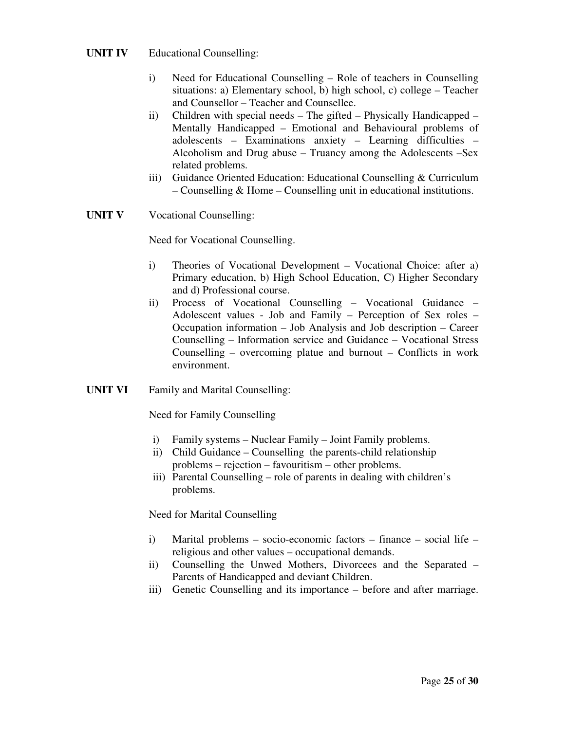**UNIT IV** Educational Counselling:

i) Need for Educational Counselling – Role of teachers in Counselling situations: a) Elementary school, b) high school, c) college – Teacher and Counsellor – Teacher and Counsellee.

ii) Children with special needs – The gifted – Physically Handicapped – Mentally Handicapped – Emotional and Behavioural problems of adolescents – Examinations anxiety – Learning difficulties – Alcoholism and Drug abuse – Truancy among the Adolescents –Sex related problems.

iii) Guidance Oriented Education: Educational Counselling & Curriculum – Counselling & Home – Counselling unit in educational institutions.

**UNIT V** Vocational Counselling:

Need for Vocational Counselling.

i) Theories of Vocational Development – Vocational Choice: after a) Primary education, b) High School Education, C) Higher Secondary and d) Professional course.

ii) Process of Vocational Counselling – Vocational Guidance – Adolescent values - Job and Family – Perception of Sex roles – Occupation information – Job Analysis and Job description – Career Counselling – Information service and Guidance – Vocational Stress Counselling – overcoming platue and burnout – Conflicts in work environment.

**UNIT VI** Family and Marital Counselling:

Need for Family Counselling

i) Family systems – Nuclear Family – Joint Family problems.

ii) Child Guidance – Counselling the parents-child relationship problems – rejection – favouritism – other problems.

iii) Parental Counselling – role of parents in dealing with children's problems.

Need for Marital Counselling

i) Marital problems – socio-economic factors – finance – social life – religious and other values – occupational demands.

ii) Counselling the Unwed Mothers, Divorcees and the Separated – Parents of Handicapped and deviant Children.

iii) Genetic Counselling and its importance – before and after marriage.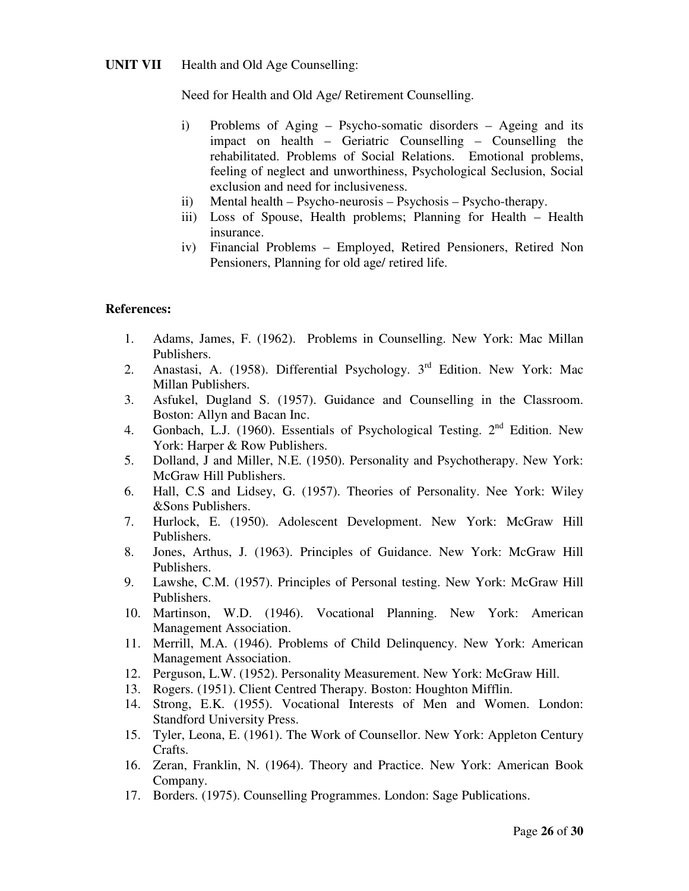**UNIT VII** Health and Old Age Counselling:

Need for Health and Old Age/ Retirement Counselling.

i) Problems of Aging – Psycho-somatic disorders – Ageing and its impact on health – Geriatric Counselling – Counselling the rehabilitated. Problems of Social Relations. Emotional problems, feeling of neglect and unworthiness, Psychological Seclusion, Social exclusion and need for inclusiveness.
ii) Mental health – Psycho-neurosis – Psychosis – Psycho-therapy.
iii) Loss of Spouse, Health problems; Planning for Health – Health insurance.
iv) Financial Problems – Employed, Retired Pensioners, Retired Non Pensioners, Planning for old age/ retired life.

**References:**

1. Adams, James, F. (1962). Problems in Counselling. New York: Mac Millan Publishers.
2. Anastasi, A. (1958). Differential Psychology. 3rd Edition. New York: Mac Millan Publishers.
3. Asfukel, Dugland S. (1957). Guidance and Counselling in the Classroom. Boston: Allyn and Bacan Inc.
4. Gonbach, L.J. (1960). Essentials of Psychological Testing. 2nd Edition. New York: Harper & Row Publishers.
5. Dolland, J and Miller, N.E. (1950). Personality and Psychotherapy. New York: McGraw Hill Publishers.
6. Hall, C.S and Lidsey, G. (1957). Theories of Personality. Nee York: Wiley &Sons Publishers.
7. Hurlock, E. (1950). Adolescent Development. New York: McGraw Hill Publishers.
8. Jones, Arthus, J. (1963). Principles of Guidance. New York: McGraw Hill Publishers.
9. Lawshe, C.M. (1957). Principles of Personal testing. New York: McGraw Hill Publishers.
10. Martinson, W.D. (1946). Vocational Planning. New York: American Management Association.
11. Merrill, M.A. (1946). Problems of Child Delinquency. New York: American Management Association.
12. Perguson, L.W. (1952). Personality Measurement. New York: McGraw Hill.
13. Rogers. (1951). Client Centred Therapy. Boston: Houghton Mifflin.
14. Strong, E.K. (1955). Vocational Interests of Men and Women. London: Standford University Press.
15. Tyler, Leona, E. (1961). The Work of Counsellor. New York: Appleton Century Crafts.
16. Zeran, Franklin, N. (1964). Theory and Practice. New York: American Book Company.
17. Borders. (1975). Counselling Programmes. London: Sage Publications.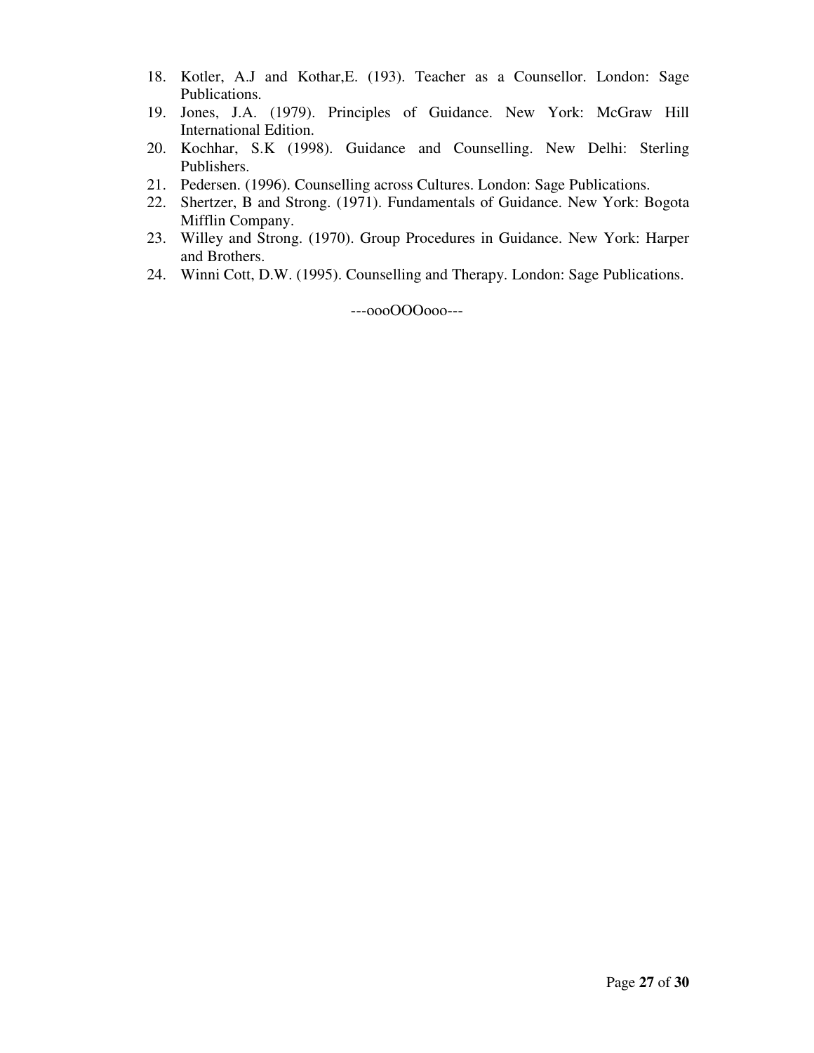18. Kotler, A.J and Kothar,E. (193). Teacher as a Counsellor. London: Sage Publications.
19. Jones, J.A. (1979). Principles of Guidance. New York: McGraw Hill International Edition.
20. Kochhar, S.K (1998). Guidance and Counselling. New Delhi: Sterling Publishers.
21. Pedersen. (1996). Counselling across Cultures. London: Sage Publications.
22. Shertzer, B and Strong. (1971). Fundamentals of Guidance. New York: Bogota Mifflin Company.
23. Willey and Strong. (1970). Group Procedures in Guidance. New York: Harper and Brothers.
24. Winni Cott, D.W. (1995). Counselling and Therapy. London: Sage Publications.

---oooOOOooo---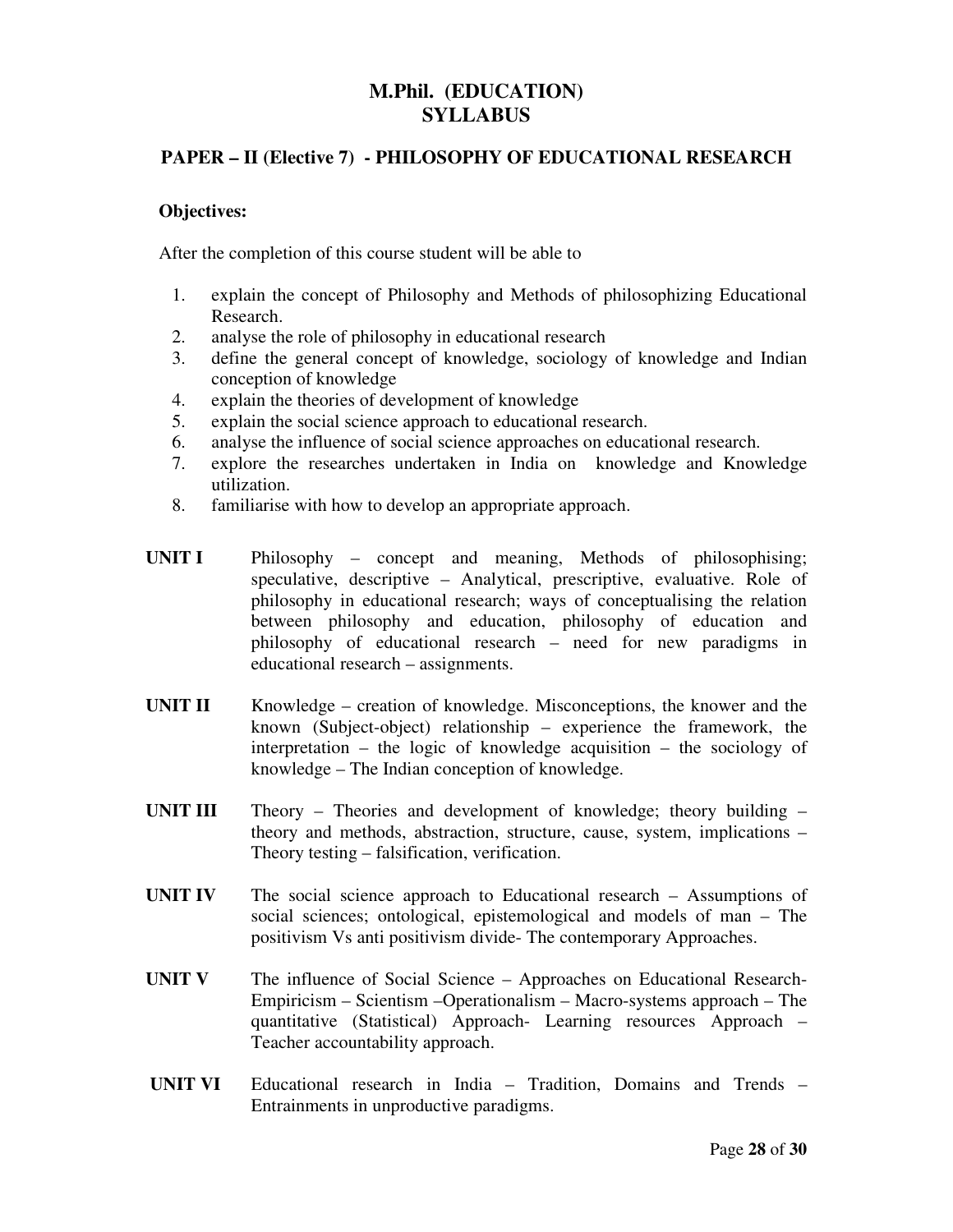# M.Phil. (EDUCATION) SYLLABUS

## PAPER – II (Elective 7) - PHILOSOPHY OF EDUCATIONAL RESEARCH

**Objectives:**

After the completion of this course student will be able to

1. explain the concept of Philosophy and Methods of philosophizing Educational Research.
2. analyse the role of philosophy in educational research
3. define the general concept of knowledge, sociology of knowledge and Indian conception of knowledge
4. explain the theories of development of knowledge
5. explain the social science approach to educational research.
6. analyse the influence of social science approaches on educational research.
7. explore the researches undertaken in India on knowledge and Knowledge utilization.
8. familiarise with how to develop an appropriate approach.

**UNIT I** Philosophy – concept and meaning, Methods of philosophising; speculative, descriptive – Analytical, prescriptive, evaluative. Role of philosophy in educational research; ways of conceptualising the relation between philosophy and education, philosophy of education and philosophy of educational research – need for new paradigms in educational research – assignments.

**UNIT II** Knowledge – creation of knowledge. Misconceptions, the knower and the known (Subject-object) relationship – experience the framework, the interpretation – the logic of knowledge acquisition – the sociology of knowledge – The Indian conception of knowledge.

**UNIT III** Theory – Theories and development of knowledge; theory building – theory and methods, abstraction, structure, cause, system, implications – Theory testing – falsification, verification.

**UNIT IV** The social science approach to Educational research – Assumptions of social sciences; ontological, epistemological and models of man – The positivism Vs anti positivism divide- The contemporary Approaches.

**UNIT V** The influence of Social Science – Approaches on Educational Research- Empiricism – Scientism –Operationalism – Macro-systems approach – The quantitative (Statistical) Approach- Learning resources Approach – Teacher accountability approach.

**UNIT VI** Educational research in India – Tradition, Domains and Trends – Entrainments in unproductive paradigms.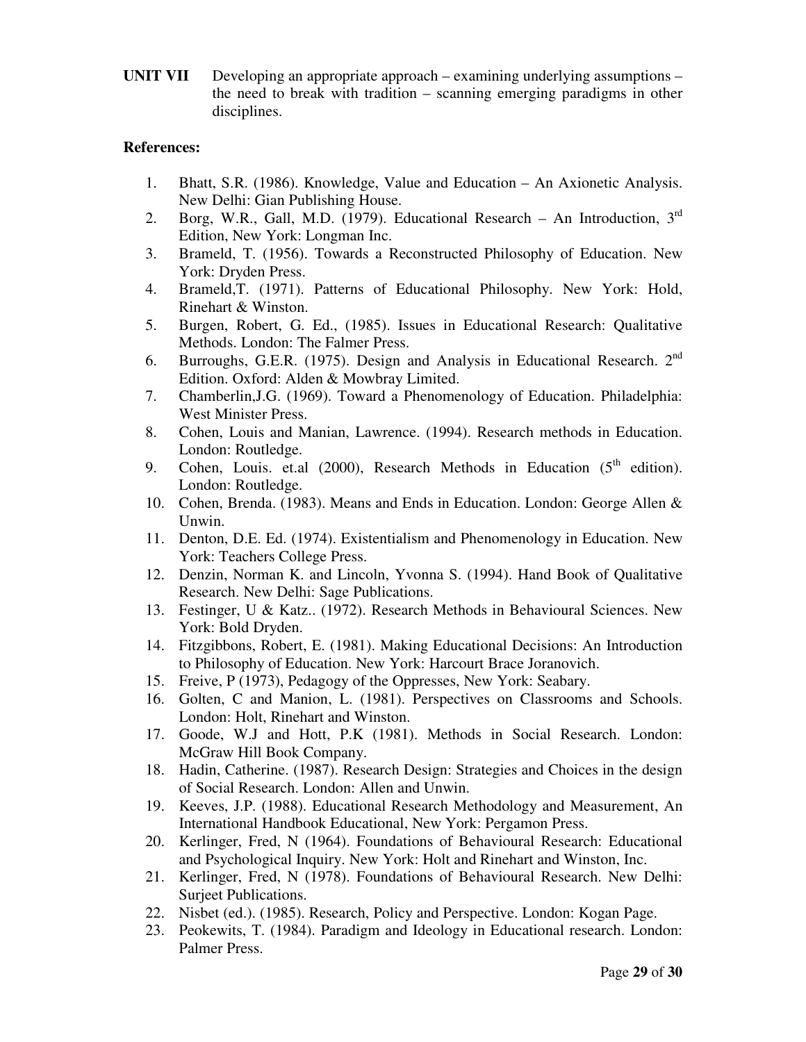**UNIT VII** Developing an appropriate approach – examining underlying assumptions – the need to break with tradition – scanning emerging paradigms in other disciplines.

**References:**

1. Bhatt, S.R. (1986). Knowledge, Value and Education – An Axionetic Analysis. New Delhi: Gian Publishing House.
2. Borg, W.R., Gall, M.D. (1979). Educational Research – An Introduction, 3rd Edition, New York: Longman Inc.
3. Brameld, T. (1956). Towards a Reconstructed Philosophy of Education. New York: Dryden Press.
4. Brameld,T. (1971). Patterns of Educational Philosophy. New York: Hold, Rinehart & Winston.
5. Burgen, Robert, G. Ed., (1985). Issues in Educational Research: Qualitative Methods. London: The Falmer Press.
6. Burroughs, G.E.R. (1975). Design and Analysis in Educational Research. 2nd Edition. Oxford: Alden & Mowbray Limited.
7. Chamberlin,J.G. (1969). Toward a Phenomenology of Education. Philadelphia: West Minister Press.
8. Cohen, Louis and Manian, Lawrence. (1994). Research methods in Education. London: Routledge.
9. Cohen, Louis. et.al (2000), Research Methods in Education (5th edition). London: Routledge.
10. Cohen, Brenda. (1983). Means and Ends in Education. London: George Allen & Unwin.
11. Denton, D.E. Ed. (1974). Existentialism and Phenomenology in Education. New York: Teachers College Press.
12. Denzin, Norman K. and Lincoln, Yvonna S. (1994). Hand Book of Qualitative Research. New Delhi: Sage Publications.
13. Festinger, U & Katz.. (1972). Research Methods in Behavioural Sciences. New York: Bold Dryden.
14. Fitzgibbons, Robert, E. (1981). Making Educational Decisions: An Introduction to Philosophy of Education. New York: Harcourt Brace Joranovich.
15. Freive, P (1973), Pedagogy of the Oppresses, New York: Seabary.
16. Golten, C and Manion, L. (1981). Perspectives on Classrooms and Schools. London: Holt, Rinehart and Winston.
17. Goode, W.J and Hott, P.K (1981). Methods in Social Research. London: McGraw Hill Book Company.
18. Hadin, Catherine. (1987). Research Design: Strategies and Choices in the design of Social Research. London: Allen and Unwin.
19. Keeves, J.P. (1988). Educational Research Methodology and Measurement, An International Handbook Educational, New York: Pergamon Press.
20. Kerlinger, Fred, N (1964). Foundations of Behavioural Research: Educational and Psychological Inquiry. New York: Holt and Rinehart and Winston, Inc.
21. Kerlinger, Fred, N (1978). Foundations of Behavioural Research. New Delhi: Surjeet Publications.
22. Nisbet (ed.). (1985). Research, Policy and Perspective. London: Kogan Page.
23. Peokewits, T. (1984). Paradigm and Ideology in Educational research. London: Palmer Press.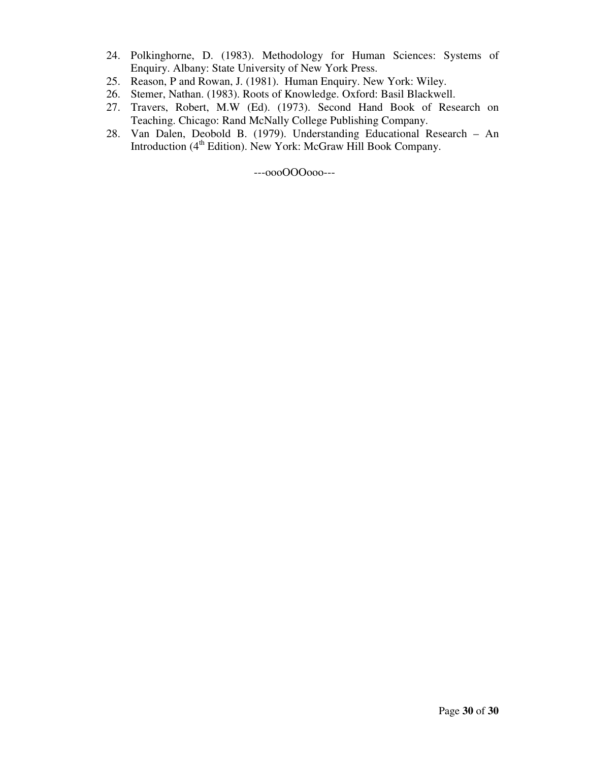24. Polkinghorne, D. (1983). Methodology for Human Sciences: Systems of Enquiry. Albany: State University of New York Press.
25. Reason, P and Rowan, J. (1981). Human Enquiry. New York: Wiley.
26. Stemer, Nathan. (1983). Roots of Knowledge. Oxford: Basil Blackwell.
27. Travers, Robert, M.W (Ed). (1973). Second Hand Book of Research on Teaching. Chicago: Rand McNally College Publishing Company.
28. Van Dalen, Deobold B. (1979). Understanding Educational Research – An Introduction (4th Edition). New York: McGraw Hill Book Company.

---oooOOOooo---